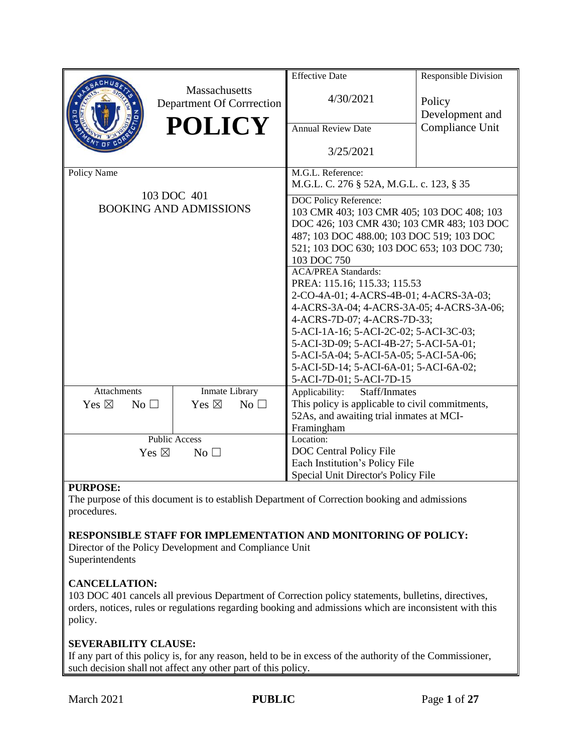| Massachusetts Department Of Corrrection **POLICY** | | Effective Date 4/30/2021 | Responsible Division Policy Development and Compliance Unit |
|---|---|---|---|
| | | Annual Review Date 3/25/2021 | |
| Policy Name 103 DOC 401 BOOKING AND ADMISSIONS | | M.G.L. Reference: M.G.L. C. 276 § 52A, M.G.L. c. 123, § 35 | |
| | | DOC Policy Reference: 103 CMR 403; 103 CMR 405; 103 DOC 408; 103 DOC 426; 103 CMR 430; 103 CMR 483; 103 DOC 487; 103 DOC 488.00; 103 DOC 519; 103 DOC 521; 103 DOC 630; 103 DOC 653; 103 DOC 730; 103 DOC 750 | |
| | | ACA/PREA Standards: PREA: 115.16; 115.33; 115.53 2-CO-4A-01; 4-ACRS-4B-01; 4-ACRS-3A-03; 4-ACRS-3A-04; 4-ACRS-3A-05; 4-ACRS-3A-06; 4-ACRS-7D-07; 4-ACRS-7D-33; 5-ACI-1A-16; 5-ACI-2C-02; 5-ACI-3C-03; 5-ACI-3D-09; 5-ACI-4B-27; 5-ACI-5A-01; 5-ACI-5A-04; 5-ACI-5A-05; 5-ACI-5A-06; 5-ACI-5D-14; 5-ACI-6A-01; 5-ACI-6A-02; 5-ACI-7D-01; 5-ACI-7D-15 | |
| Attachments Yes ☒ No ☐ | Inmate Library Yes ☒ No ☐ | Applicability: Staff/Inmates This policy is applicable to civil commitments, 52As, and awaiting trial inmates at MCI-Framingham | |
| Public Access Yes ☒ No ☐ | | Location: DOC Central Policy File Each Institution's Policy File Special Unit Director's Policy File | |

**PURPOSE:**
The purpose of this document is to establish Department of Correction booking and admissions procedures.

**RESPONSIBLE STAFF FOR IMPLEMENTATION AND MONITORING OF POLICY:**
Director of the Policy Development and Compliance Unit
Superintendents

**CANCELLATION:**
103 DOC 401 cancels all previous Department of Correction policy statements, bulletins, directives, orders, notices, rules or regulations regarding booking and admissions which are inconsistent with this policy.

**SEVERABILITY CLAUSE:**
If any part of this policy is, for any reason, held to be in excess of the authority of the Commissioner, such decision shall not affect any other part of this policy.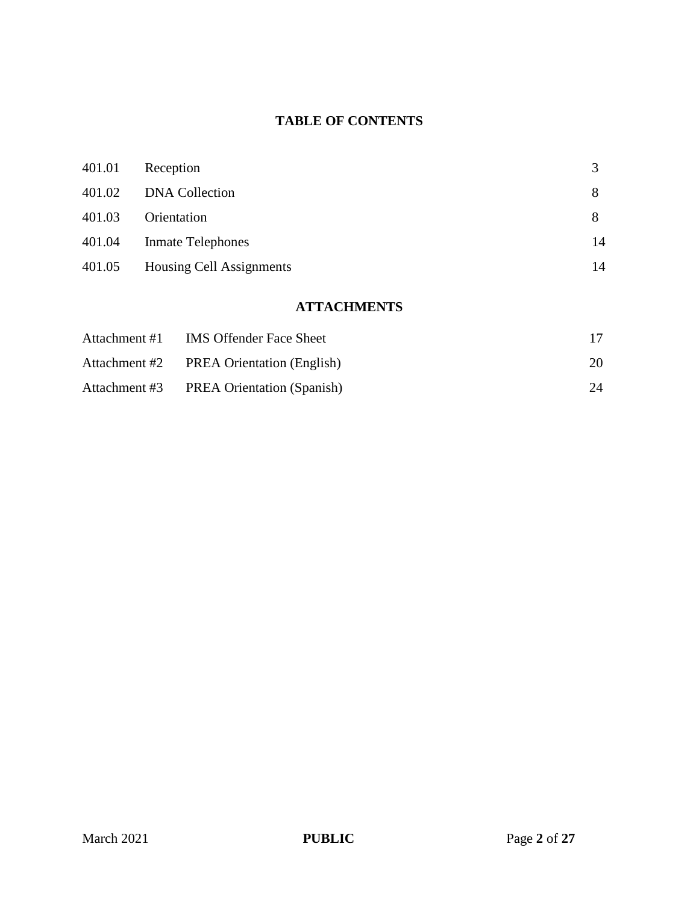## TABLE OF CONTENTS

| | | |
|---|---|---|
| 401.01 | Reception | 3 |
| 401.02 | DNA Collection | 8 |
| 401.03 | Orientation | 8 |
| 401.04 | Inmate Telephones | 14 |
| 401.05 | Housing Cell Assignments | 14 |

## ATTACHMENTS

| | | |
|---|---|---|
| Attachment #1 | IMS Offender Face Sheet | 17 |
| Attachment #2 | PREA Orientation (English) | 20 |
| Attachment #3 | PREA Orientation (Spanish) | 24 |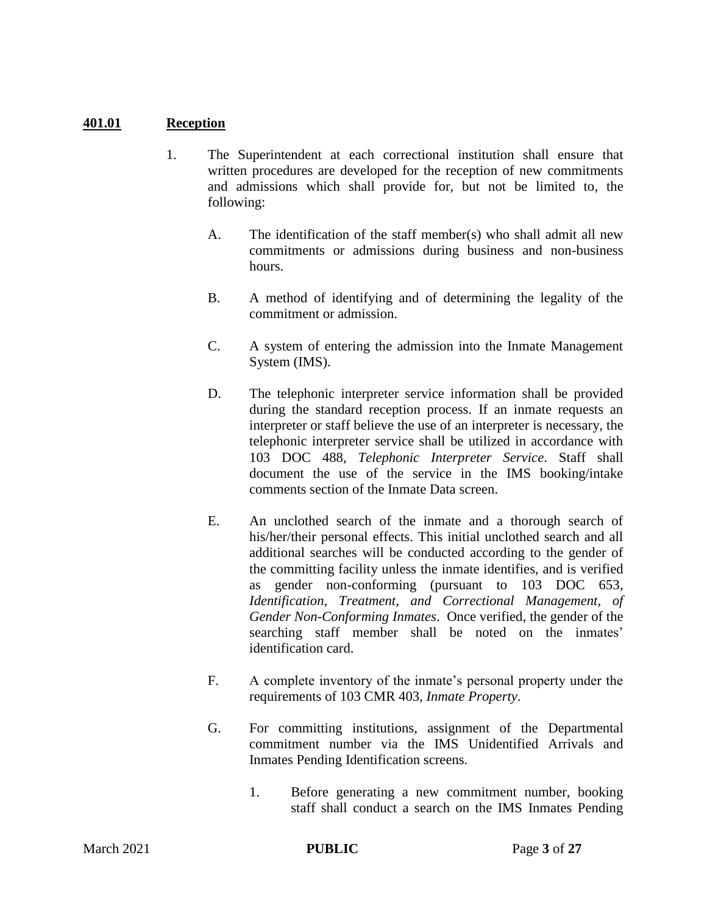## **401.01 Reception**

1. The Superintendent at each correctional institution shall ensure that written procedures are developed for the reception of new commitments and admissions which shall provide for, but not be limited to, the following:

   A. The identification of the staff member(s) who shall admit all new commitments or admissions during business and non-business hours.

   B. A method of identifying and of determining the legality of the commitment or admission.

   C. A system of entering the admission into the Inmate Management System (IMS).

   D. The telephonic interpreter service information shall be provided during the standard reception process. If an inmate requests an interpreter or staff believe the use of an interpreter is necessary, the telephonic interpreter service shall be utilized in accordance with 103 DOC 488, *Telephonic Interpreter Service*. Staff shall document the use of the service in the IMS booking/intake comments section of the Inmate Data screen.

   E. An unclothed search of the inmate and a thorough search of his/her/their personal effects. This initial unclothed search and all additional searches will be conducted according to the gender of the committing facility unless the inmate identifies, and is verified as gender non-conforming (pursuant to 103 DOC 653, *Identification, Treatment, and Correctional Management, of Gender Non-Conforming Inmates*. Once verified, the gender of the searching staff member shall be noted on the inmates' identification card.

   F. A complete inventory of the inmate's personal property under the requirements of 103 CMR 403, *Inmate Property*.

   G. For committing institutions, assignment of the Departmental commitment number via the IMS Unidentified Arrivals and Inmates Pending Identification screens.

      1. Before generating a new commitment number, booking staff shall conduct a search on the IMS Inmates Pending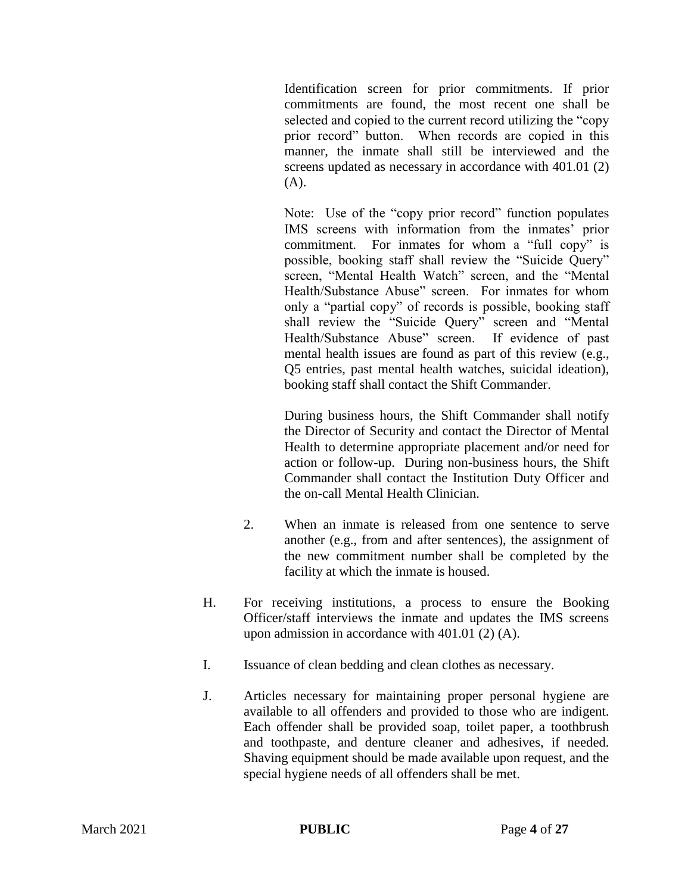Identification screen for prior commitments. If prior commitments are found, the most recent one shall be selected and copied to the current record utilizing the "copy prior record" button. When records are copied in this manner, the inmate shall still be interviewed and the screens updated as necessary in accordance with 401.01 (2) (A).

Note: Use of the "copy prior record" function populates IMS screens with information from the inmates' prior commitment. For inmates for whom a "full copy" is possible, booking staff shall review the "Suicide Query" screen, "Mental Health Watch" screen, and the "Mental Health/Substance Abuse" screen. For inmates for whom only a "partial copy" of records is possible, booking staff shall review the "Suicide Query" screen and "Mental Health/Substance Abuse" screen. If evidence of past mental health issues are found as part of this review (e.g., Q5 entries, past mental health watches, suicidal ideation), booking staff shall contact the Shift Commander.

During business hours, the Shift Commander shall notify the Director of Security and contact the Director of Mental Health to determine appropriate placement and/or need for action or follow-up. During non-business hours, the Shift Commander shall contact the Institution Duty Officer and the on-call Mental Health Clinician.

2. When an inmate is released from one sentence to serve another (e.g., from and after sentences), the assignment of the new commitment number shall be completed by the facility at which the inmate is housed.

H. For receiving institutions, a process to ensure the Booking Officer/staff interviews the inmate and updates the IMS screens upon admission in accordance with 401.01 (2) (A).

I. Issuance of clean bedding and clean clothes as necessary.

J. Articles necessary for maintaining proper personal hygiene are available to all offenders and provided to those who are indigent. Each offender shall be provided soap, toilet paper, a toothbrush and toothpaste, and denture cleaner and adhesives, if needed. Shaving equipment should be made available upon request, and the special hygiene needs of all offenders shall be met.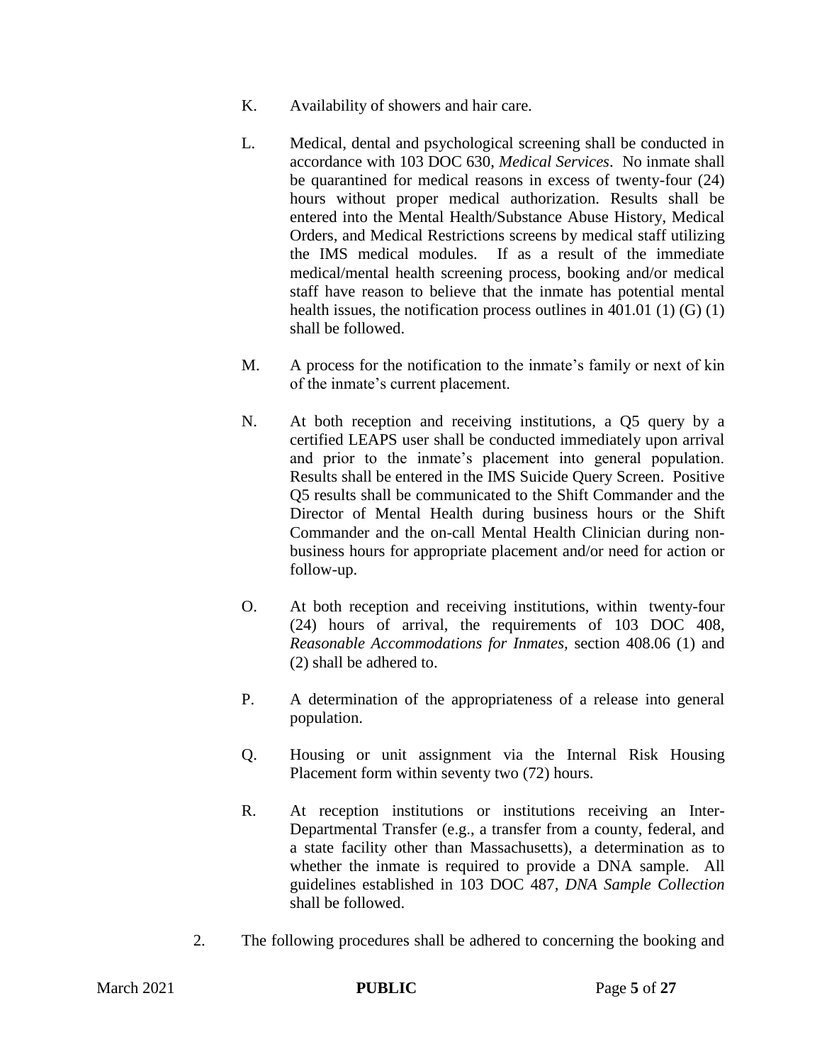K. Availability of showers and hair care.

L. Medical, dental and psychological screening shall be conducted in accordance with 103 DOC 630, *Medical Services*. No inmate shall be quarantined for medical reasons in excess of twenty-four (24) hours without proper medical authorization. Results shall be entered into the Mental Health/Substance Abuse History, Medical Orders, and Medical Restrictions screens by medical staff utilizing the IMS medical modules. If as a result of the immediate medical/mental health screening process, booking and/or medical staff have reason to believe that the inmate has potential mental health issues, the notification process outlines in 401.01 (1) (G) (1) shall be followed.

M. A process for the notification to the inmate's family or next of kin of the inmate's current placement.

N. At both reception and receiving institutions, a Q5 query by a certified LEAPS user shall be conducted immediately upon arrival and prior to the inmate's placement into general population. Results shall be entered in the IMS Suicide Query Screen. Positive Q5 results shall be communicated to the Shift Commander and the Director of Mental Health during business hours or the Shift Commander and the on-call Mental Health Clinician during non-business hours for appropriate placement and/or need for action or follow-up.

O. At both reception and receiving institutions, within twenty-four (24) hours of arrival, the requirements of 103 DOC 408, *Reasonable Accommodations for Inmates,* section 408.06 (1) and (2) shall be adhered to.

P. A determination of the appropriateness of a release into general population.

Q. Housing or unit assignment via the Internal Risk Housing Placement form within seventy two (72) hours.

R. At reception institutions or institutions receiving an Inter-Departmental Transfer (e.g., a transfer from a county, federal, and a state facility other than Massachusetts), a determination as to whether the inmate is required to provide a DNA sample. All guidelines established in 103 DOC 487, *DNA Sample Collection* shall be followed.

2. The following procedures shall be adhered to concerning the booking and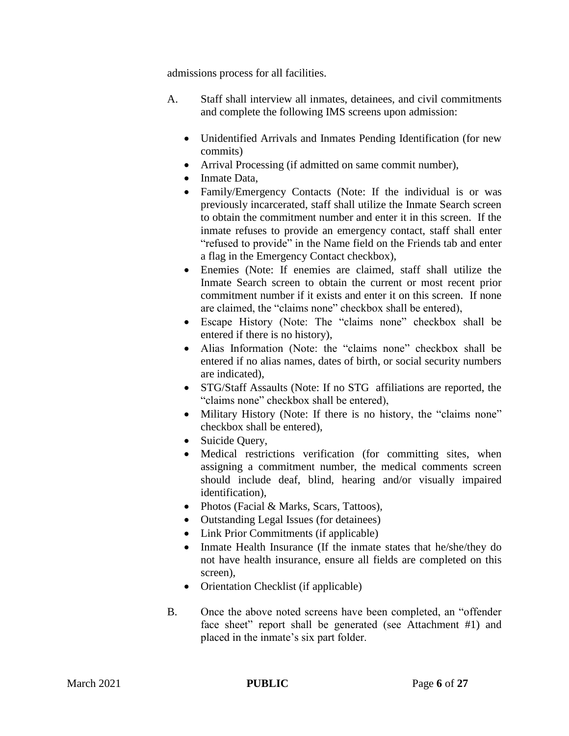admissions process for all facilities.

A. Staff shall interview all inmates, detainees, and civil commitments and complete the following IMS screens upon admission:

- Unidentified Arrivals and Inmates Pending Identification (for new commits)
- Arrival Processing (if admitted on same commit number),
- Inmate Data,
- Family/Emergency Contacts (Note: If the individual is or was previously incarcerated, staff shall utilize the Inmate Search screen to obtain the commitment number and enter it in this screen. If the inmate refuses to provide an emergency contact, staff shall enter "refused to provide" in the Name field on the Friends tab and enter a flag in the Emergency Contact checkbox),
- Enemies (Note: If enemies are claimed, staff shall utilize the Inmate Search screen to obtain the current or most recent prior commitment number if it exists and enter it on this screen. If none are claimed, the "claims none" checkbox shall be entered),
- Escape History (Note: The "claims none" checkbox shall be entered if there is no history),
- Alias Information (Note: the "claims none" checkbox shall be entered if no alias names, dates of birth, or social security numbers are indicated),
- STG/Staff Assaults (Note: If no STG affiliations are reported, the "claims none" checkbox shall be entered),
- Military History (Note: If there is no history, the "claims none" checkbox shall be entered),
- Suicide Query,
- Medical restrictions verification (for committing sites, when assigning a commitment number, the medical comments screen should include deaf, blind, hearing and/or visually impaired identification),
- Photos (Facial & Marks, Scars, Tattoos),
- Outstanding Legal Issues (for detainees)
- Link Prior Commitments (if applicable)
- Inmate Health Insurance (If the inmate states that he/she/they do not have health insurance, ensure all fields are completed on this screen),
- Orientation Checklist (if applicable)

B. Once the above noted screens have been completed, an "offender face sheet" report shall be generated (see Attachment #1) and placed in the inmate's six part folder.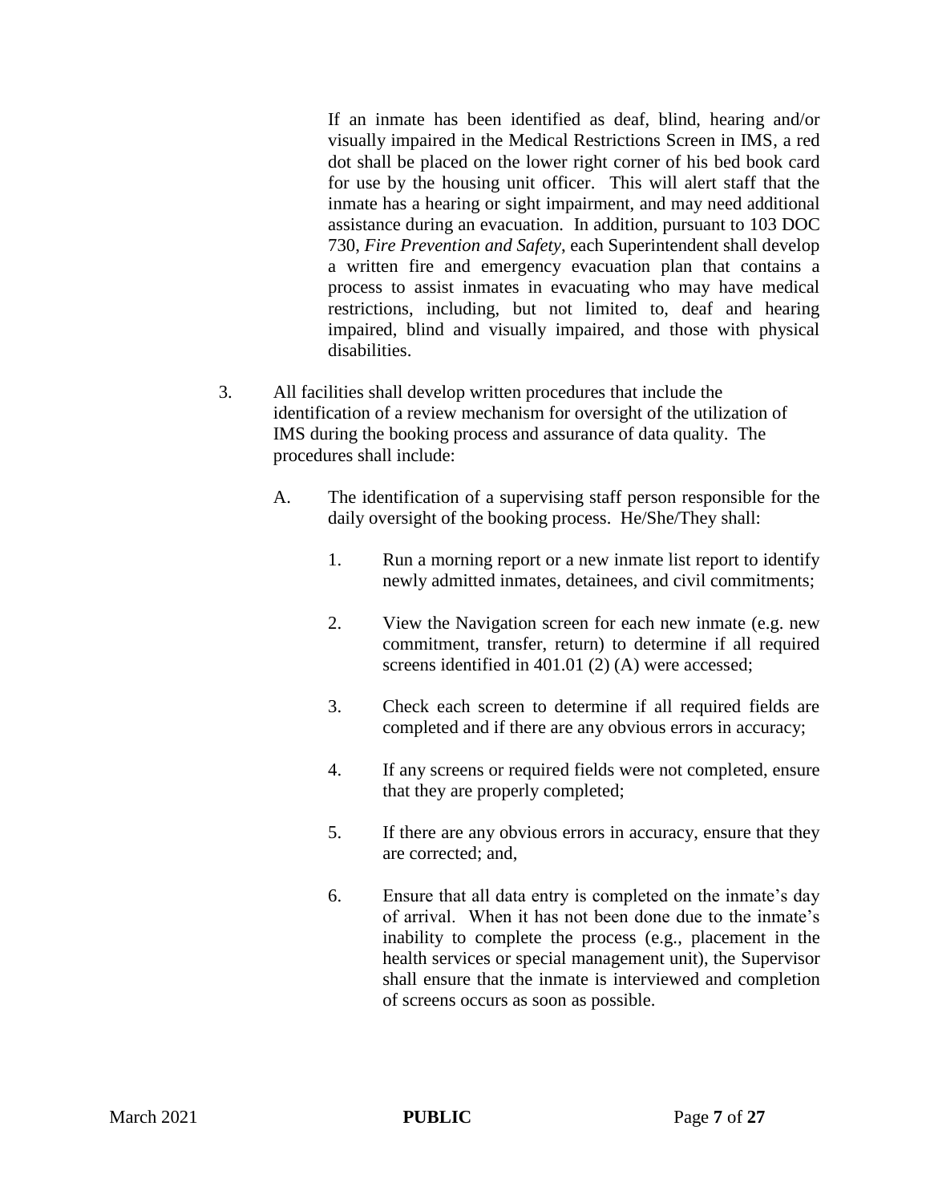If an inmate has been identified as deaf, blind, hearing and/or visually impaired in the Medical Restrictions Screen in IMS, a red dot shall be placed on the lower right corner of his bed book card for use by the housing unit officer. This will alert staff that the inmate has a hearing or sight impairment, and may need additional assistance during an evacuation. In addition, pursuant to 103 DOC 730, *Fire Prevention and Safety*, each Superintendent shall develop a written fire and emergency evacuation plan that contains a process to assist inmates in evacuating who may have medical restrictions, including, but not limited to, deaf and hearing impaired, blind and visually impaired, and those with physical disabilities.

3. All facilities shall develop written procedures that include the identification of a review mechanism for oversight of the utilization of IMS during the booking process and assurance of data quality. The procedures shall include:

   A. The identification of a supervising staff person responsible for the daily oversight of the booking process. He/She/They shall:

      1. Run a morning report or a new inmate list report to identify newly admitted inmates, detainees, and civil commitments;

      2. View the Navigation screen for each new inmate (e.g. new commitment, transfer, return) to determine if all required screens identified in 401.01 (2) (A) were accessed;

      3. Check each screen to determine if all required fields are completed and if there are any obvious errors in accuracy;

      4. If any screens or required fields were not completed, ensure that they are properly completed;

      5. If there are any obvious errors in accuracy, ensure that they are corrected; and,

      6. Ensure that all data entry is completed on the inmate's day of arrival. When it has not been done due to the inmate's inability to complete the process (e.g., placement in the health services or special management unit), the Supervisor shall ensure that the inmate is interviewed and completion of screens occurs as soon as possible.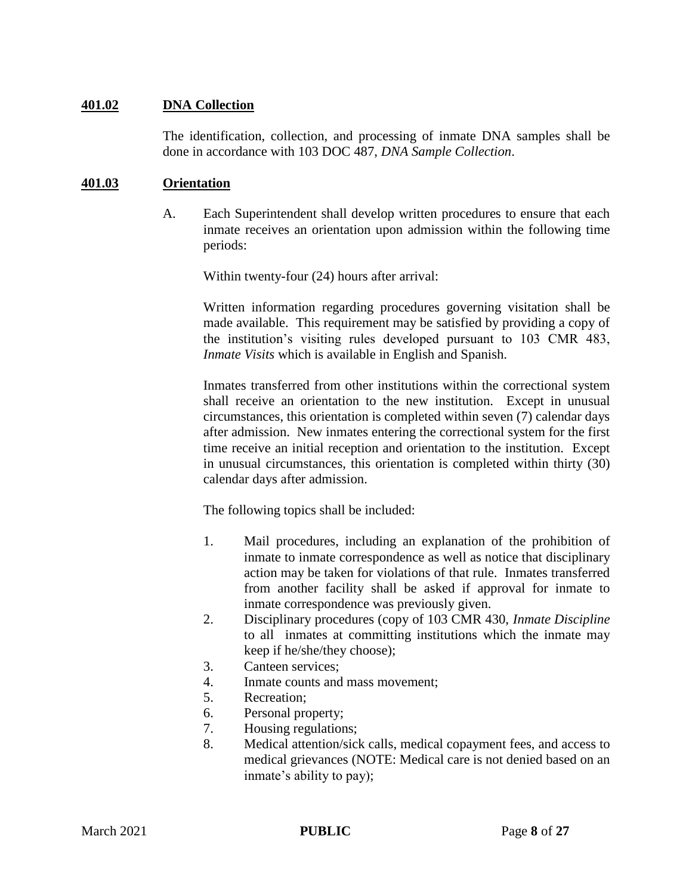## **401.02 DNA Collection**

The identification, collection, and processing of inmate DNA samples shall be done in accordance with 103 DOC 487, *DNA Sample Collection*.

## **401.03 Orientation**

A. Each Superintendent shall develop written procedures to ensure that each inmate receives an orientation upon admission within the following time periods:

Within twenty-four (24) hours after arrival:

Written information regarding procedures governing visitation shall be made available. This requirement may be satisfied by providing a copy of the institution's visiting rules developed pursuant to 103 CMR 483, *Inmate Visits* which is available in English and Spanish.

Inmates transferred from other institutions within the correctional system shall receive an orientation to the new institution. Except in unusual circumstances, this orientation is completed within seven (7) calendar days after admission. New inmates entering the correctional system for the first time receive an initial reception and orientation to the institution. Except in unusual circumstances, this orientation is completed within thirty (30) calendar days after admission.

The following topics shall be included:

1. Mail procedures, including an explanation of the prohibition of inmate to inmate correspondence as well as notice that disciplinary action may be taken for violations of that rule. Inmates transferred from another facility shall be asked if approval for inmate to inmate correspondence was previously given.
2. Disciplinary procedures (copy of 103 CMR 430, *Inmate Discipline* to all inmates at committing institutions which the inmate may keep if he/she/they choose);
3. Canteen services;
4. Inmate counts and mass movement;
5. Recreation;
6. Personal property;
7. Housing regulations;
8. Medical attention/sick calls, medical copayment fees, and access to medical grievances (NOTE: Medical care is not denied based on an inmate's ability to pay);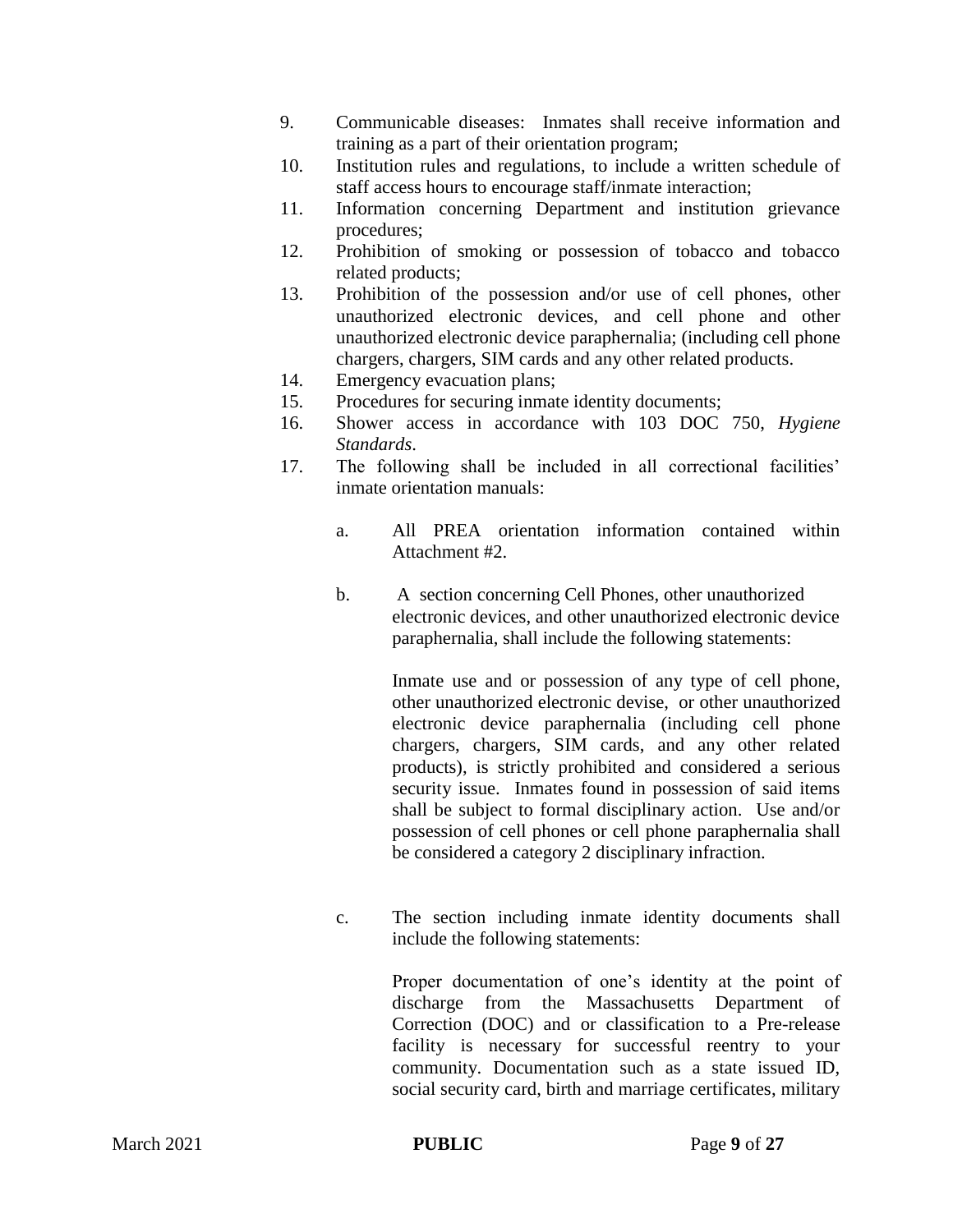9. Communicable diseases: Inmates shall receive information and training as a part of their orientation program;
10. Institution rules and regulations, to include a written schedule of staff access hours to encourage staff/inmate interaction;
11. Information concerning Department and institution grievance procedures;
12. Prohibition of smoking or possession of tobacco and tobacco related products;
13. Prohibition of the possession and/or use of cell phones, other unauthorized electronic devices, and cell phone and other unauthorized electronic device paraphernalia; (including cell phone chargers, chargers, SIM cards and any other related products.
14. Emergency evacuation plans;
15. Procedures for securing inmate identity documents;
16. Shower access in accordance with 103 DOC 750, *Hygiene Standards*.
17. The following shall be included in all correctional facilities' inmate orientation manuals:

    a. All PREA orientation information contained within Attachment #2.

    b. A section concerning Cell Phones, other unauthorized electronic devices, and other unauthorized electronic device paraphernalia, shall include the following statements:

       Inmate use and or possession of any type of cell phone, other unauthorized electronic devise, or other unauthorized electronic device paraphernalia (including cell phone chargers, chargers, SIM cards, and any other related products), is strictly prohibited and considered a serious security issue. Inmates found in possession of said items shall be subject to formal disciplinary action. Use and/or possession of cell phones or cell phone paraphernalia shall be considered a category 2 disciplinary infraction.

    c. The section including inmate identity documents shall include the following statements:

       Proper documentation of one's identity at the point of discharge from the Massachusetts Department of Correction (DOC) and or classification to a Pre-release facility is necessary for successful reentry to your community. Documentation such as a state issued ID, social security card, birth and marriage certificates, military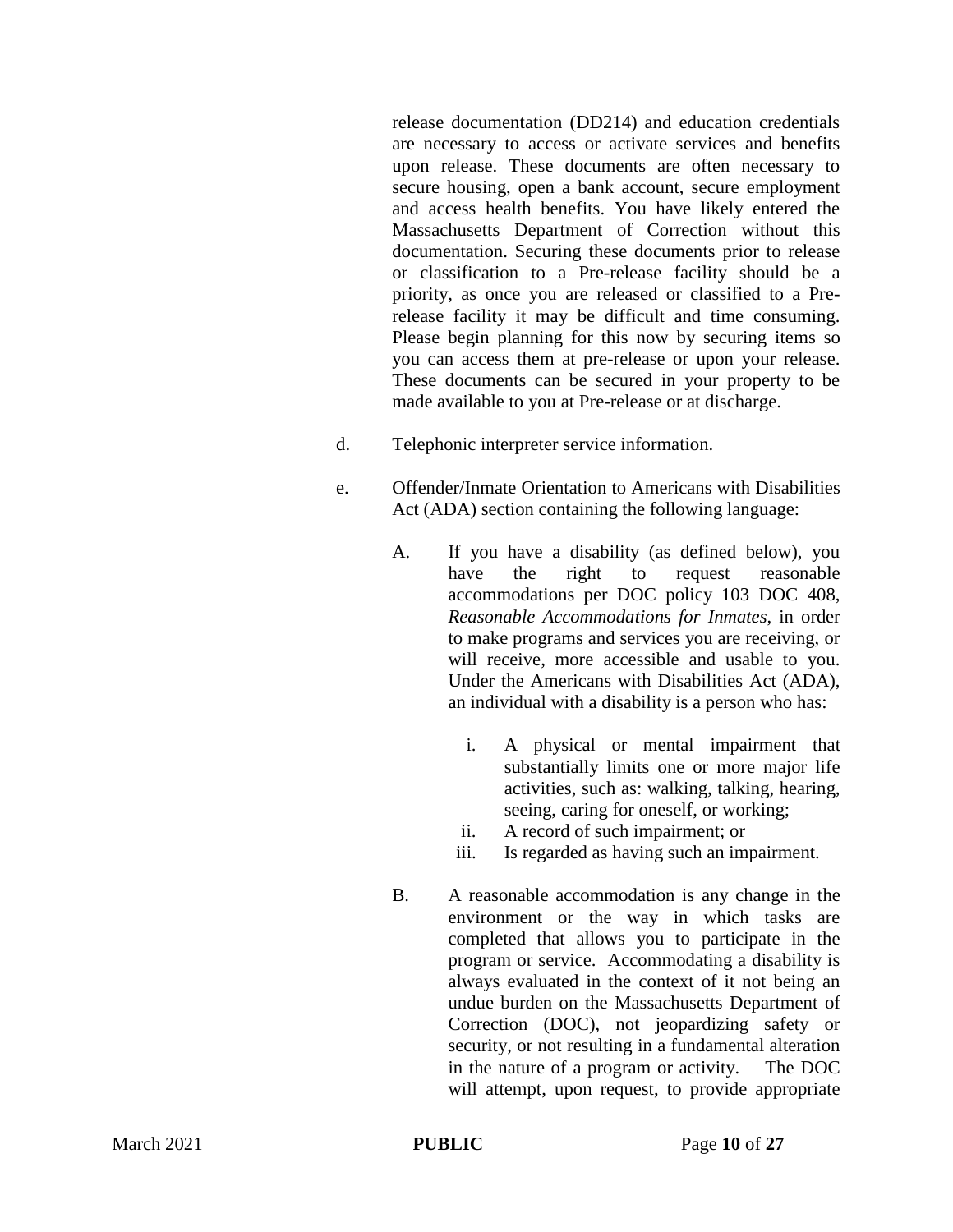release documentation (DD214) and education credentials are necessary to access or activate services and benefits upon release. These documents are often necessary to secure housing, open a bank account, secure employment and access health benefits. You have likely entered the Massachusetts Department of Correction without this documentation. Securing these documents prior to release or classification to a Pre-release facility should be a priority, as once you are released or classified to a Pre-release facility it may be difficult and time consuming. Please begin planning for this now by securing items so you can access them at pre-release or upon your release. These documents can be secured in your property to be made available to you at Pre-release or at discharge.

d. Telephonic interpreter service information.

e. Offender/Inmate Orientation to Americans with Disabilities Act (ADA) section containing the following language:

   A. If you have a disability (as defined below), you have the right to request reasonable accommodations per DOC policy 103 DOC 408, *Reasonable Accommodations for Inmates*, in order to make programs and services you are receiving, or will receive, more accessible and usable to you. Under the Americans with Disabilities Act (ADA), an individual with a disability is a person who has:

      i. A physical or mental impairment that substantially limits one or more major life activities, such as: walking, talking, hearing, seeing, caring for oneself, or working;
      ii. A record of such impairment; or
      iii. Is regarded as having such an impairment.

   B. A reasonable accommodation is any change in the environment or the way in which tasks are completed that allows you to participate in the program or service. Accommodating a disability is always evaluated in the context of it not being an undue burden on the Massachusetts Department of Correction (DOC), not jeopardizing safety or security, or not resulting in a fundamental alteration in the nature of a program or activity. The DOC will attempt, upon request, to provide appropriate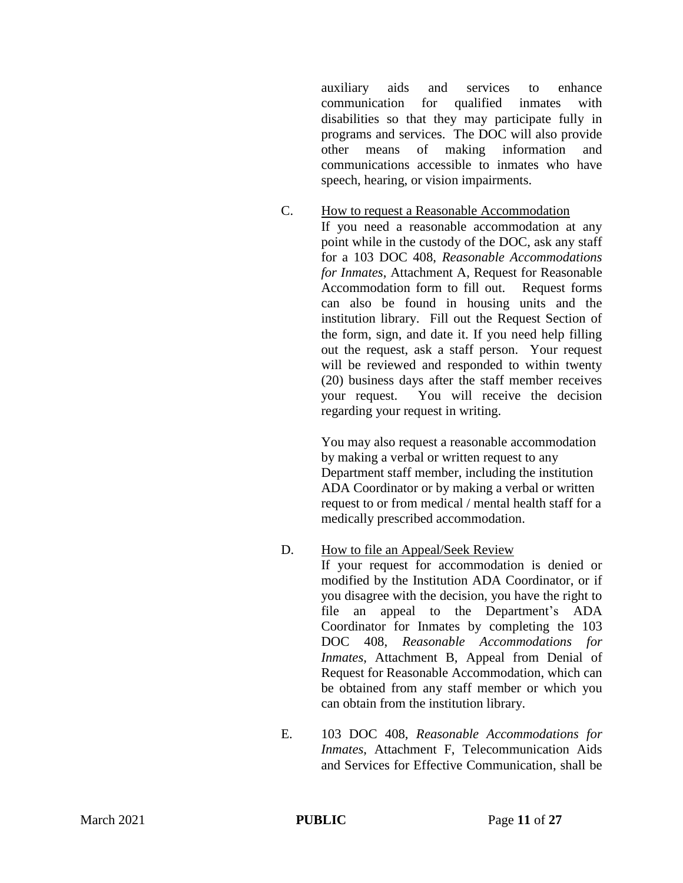auxiliary aids and services to enhance communication for qualified inmates with disabilities so that they may participate fully in programs and services. The DOC will also provide other means of making information and communications accessible to inmates who have speech, hearing, or vision impairments.

C. <u>How to request a Reasonable Accommodation</u>

If you need a reasonable accommodation at any point while in the custody of the DOC, ask any staff for a 103 DOC 408, *Reasonable Accommodations for Inmates*, Attachment A, Request for Reasonable Accommodation form to fill out. Request forms can also be found in housing units and the institution library. Fill out the Request Section of the form, sign, and date it. If you need help filling out the request, ask a staff person. Your request will be reviewed and responded to within twenty (20) business days after the staff member receives your request. You will receive the decision regarding your request in writing.

You may also request a reasonable accommodation by making a verbal or written request to any Department staff member, including the institution ADA Coordinator or by making a verbal or written request to or from medical / mental health staff for a medically prescribed accommodation.

D. <u>How to file an Appeal/Seek Review</u>

If your request for accommodation is denied or modified by the Institution ADA Coordinator, or if you disagree with the decision, you have the right to file an appeal to the Department's ADA Coordinator for Inmates by completing the 103 DOC 408, *Reasonable Accommodations for Inmates*, Attachment B, Appeal from Denial of Request for Reasonable Accommodation, which can be obtained from any staff member or which you can obtain from the institution library.

E. 103 DOC 408, *Reasonable Accommodations for Inmates*, Attachment F, Telecommunication Aids and Services for Effective Communication, shall be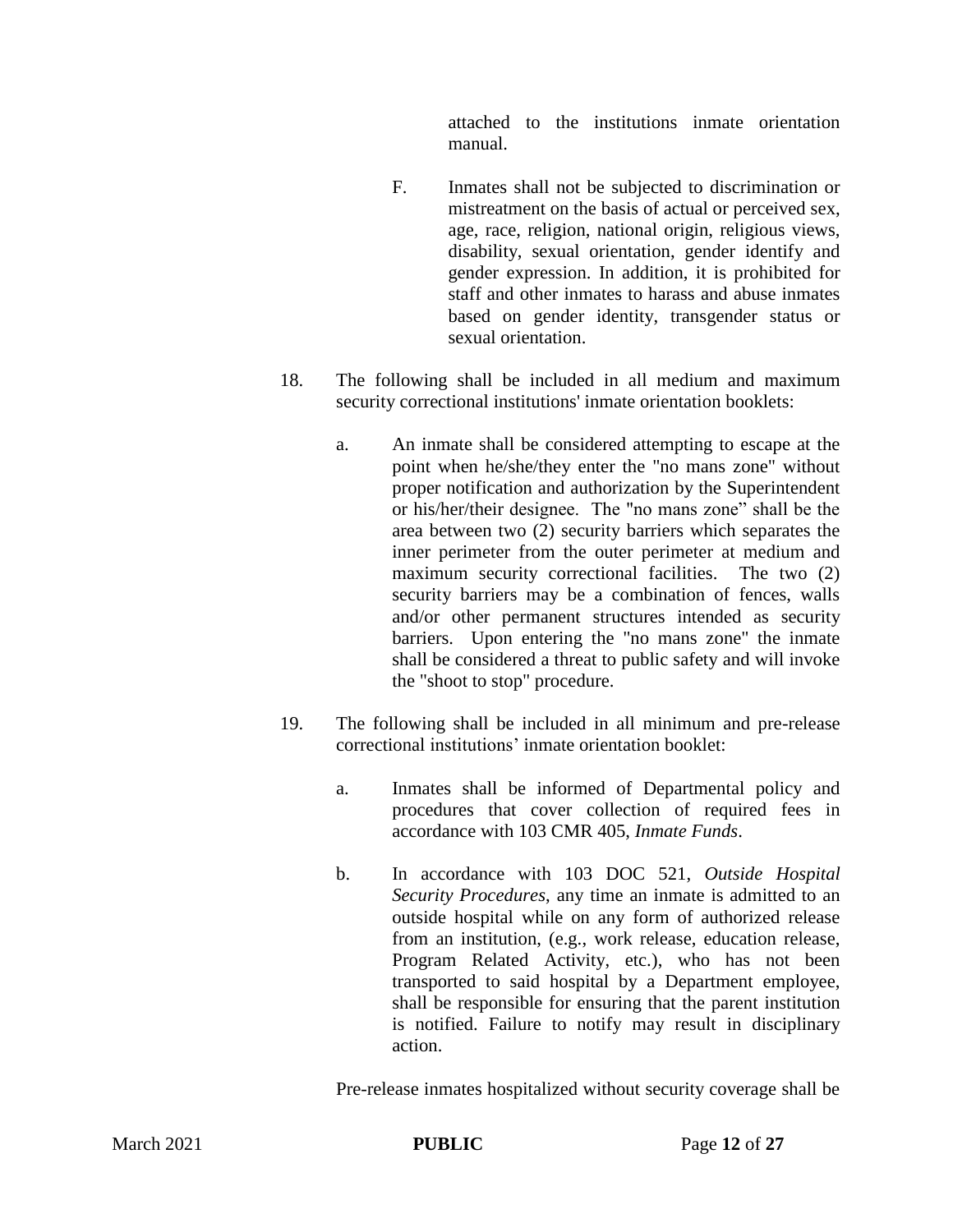attached to the institutions inmate orientation manual.

F. Inmates shall not be subjected to discrimination or mistreatment on the basis of actual or perceived sex, age, race, religion, national origin, religious views, disability, sexual orientation, gender identify and gender expression. In addition, it is prohibited for staff and other inmates to harass and abuse inmates based on gender identity, transgender status or sexual orientation.

18. The following shall be included in all medium and maximum security correctional institutions' inmate orientation booklets:

   a. An inmate shall be considered attempting to escape at the point when he/she/they enter the "no mans zone" without proper notification and authorization by the Superintendent or his/her/their designee. The "no mans zone" shall be the area between two (2) security barriers which separates the inner perimeter from the outer perimeter at medium and maximum security correctional facilities. The two (2) security barriers may be a combination of fences, walls and/or other permanent structures intended as security barriers. Upon entering the "no mans zone" the inmate shall be considered a threat to public safety and will invoke the "shoot to stop" procedure.

19. The following shall be included in all minimum and pre-release correctional institutions' inmate orientation booklet:

   a. Inmates shall be informed of Departmental policy and procedures that cover collection of required fees in accordance with 103 CMR 405, *Inmate Funds*.

   b. In accordance with 103 DOC 521, *Outside Hospital Security Procedures*, any time an inmate is admitted to an outside hospital while on any form of authorized release from an institution, (e.g., work release, education release, Program Related Activity, etc.), who has not been transported to said hospital by a Department employee, shall be responsible for ensuring that the parent institution is notified. Failure to notify may result in disciplinary action.

   Pre-release inmates hospitalized without security coverage shall be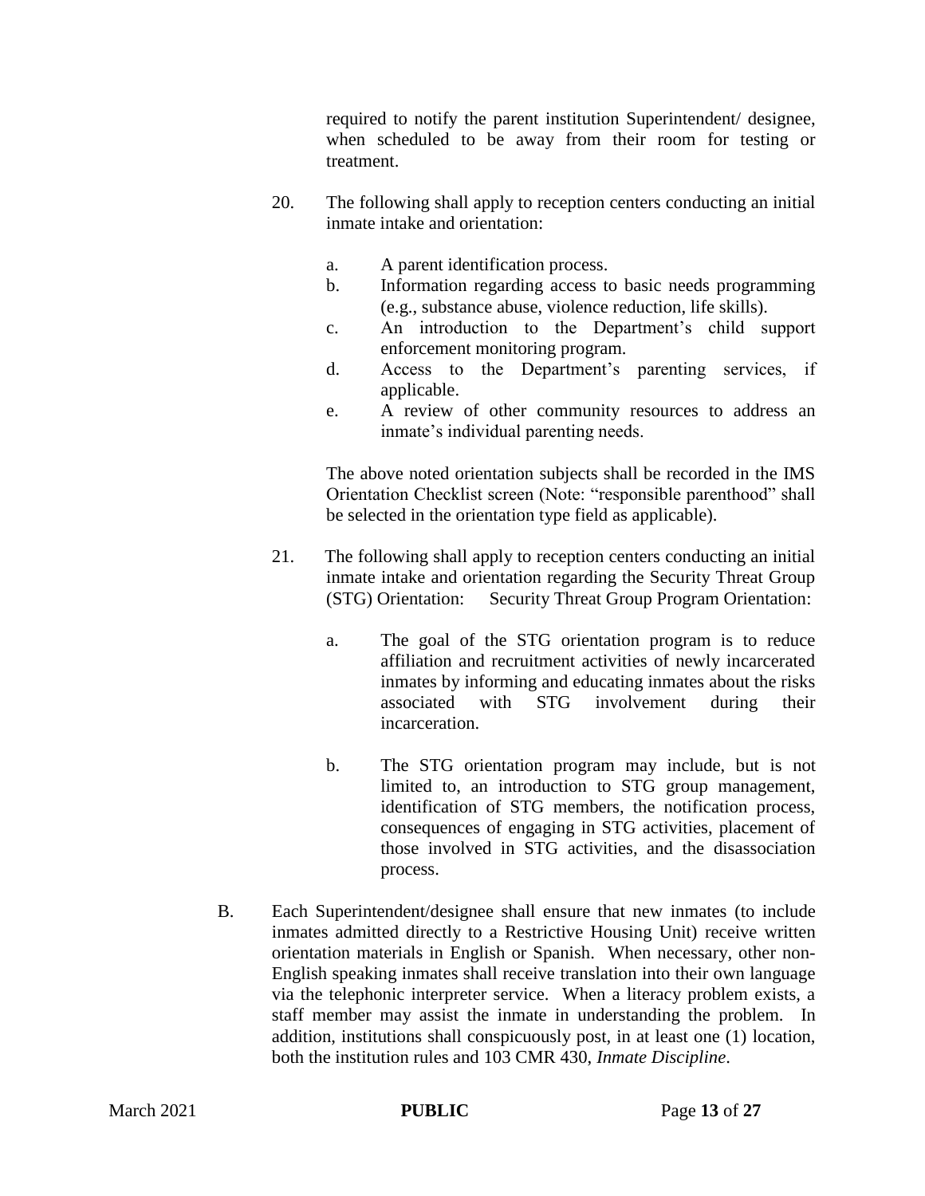required to notify the parent institution Superintendent/ designee, when scheduled to be away from their room for testing or treatment.

20. The following shall apply to reception centers conducting an initial inmate intake and orientation:

    a. A parent identification process.
    b. Information regarding access to basic needs programming (e.g., substance abuse, violence reduction, life skills).
    c. An introduction to the Department's child support enforcement monitoring program.
    d. Access to the Department's parenting services, if applicable.
    e. A review of other community resources to address an inmate's individual parenting needs.

    The above noted orientation subjects shall be recorded in the IMS Orientation Checklist screen (Note: "responsible parenthood" shall be selected in the orientation type field as applicable).

21. The following shall apply to reception centers conducting an initial inmate intake and orientation regarding the Security Threat Group (STG) Orientation: Security Threat Group Program Orientation:

    a. The goal of the STG orientation program is to reduce affiliation and recruitment activities of newly incarcerated inmates by informing and educating inmates about the risks associated with STG involvement during their incarceration.

    b. The STG orientation program may include, but is not limited to, an introduction to STG group management, identification of STG members, the notification process, consequences of engaging in STG activities, placement of those involved in STG activities, and the disassociation process.

B. Each Superintendent/designee shall ensure that new inmates (to include inmates admitted directly to a Restrictive Housing Unit) receive written orientation materials in English or Spanish. When necessary, other non-English speaking inmates shall receive translation into their own language via the telephonic interpreter service. When a literacy problem exists, a staff member may assist the inmate in understanding the problem. In addition, institutions shall conspicuously post, in at least one (1) location, both the institution rules and 103 CMR 430, *Inmate Discipline*.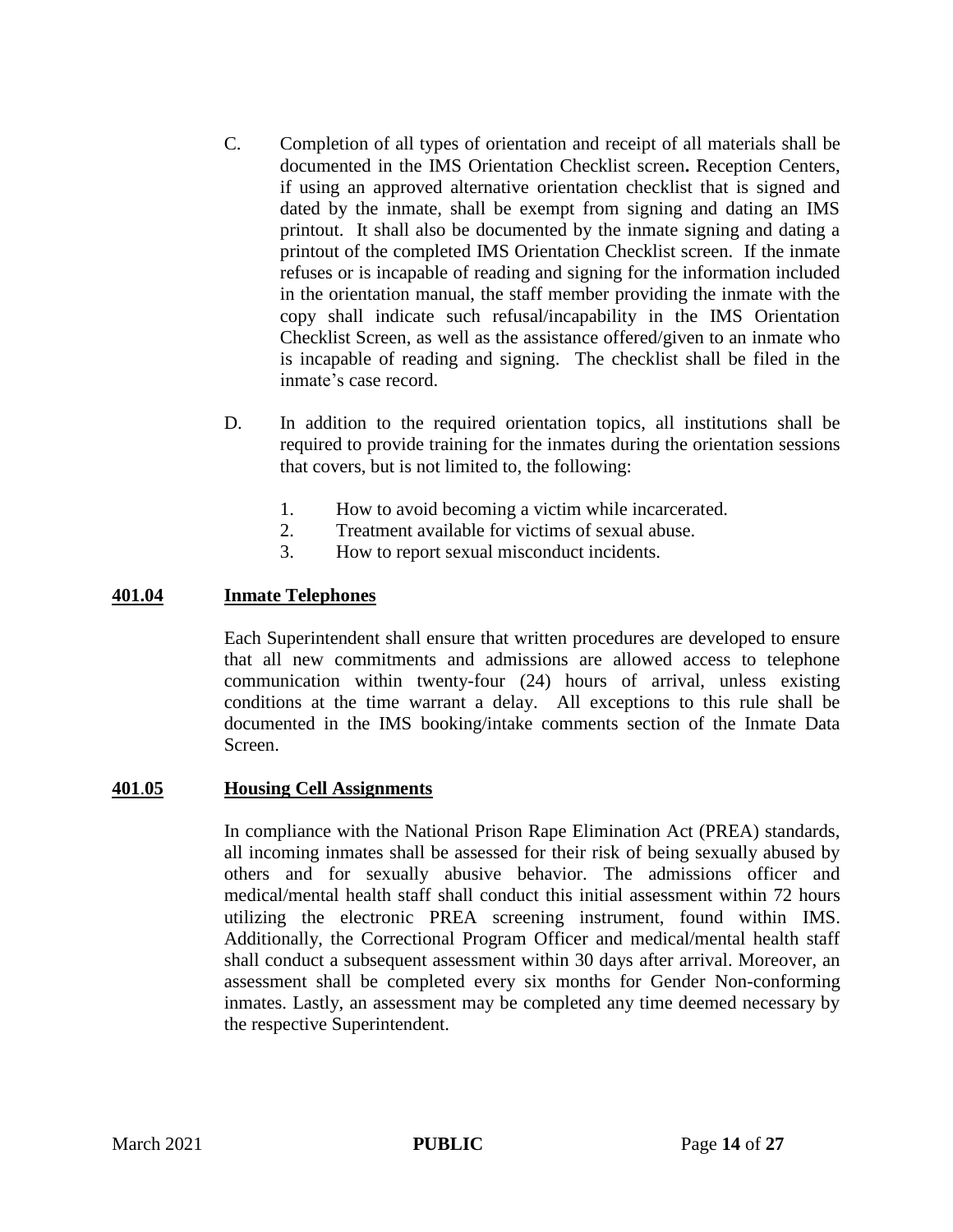C. Completion of all types of orientation and receipt of all materials shall be documented in the IMS Orientation Checklist screen**.** Reception Centers, if using an approved alternative orientation checklist that is signed and dated by the inmate, shall be exempt from signing and dating an IMS printout. It shall also be documented by the inmate signing and dating a printout of the completed IMS Orientation Checklist screen. If the inmate refuses or is incapable of reading and signing for the information included in the orientation manual, the staff member providing the inmate with the copy shall indicate such refusal/incapability in the IMS Orientation Checklist Screen, as well as the assistance offered/given to an inmate who is incapable of reading and signing. The checklist shall be filed in the inmate's case record.

D. In addition to the required orientation topics, all institutions shall be required to provide training for the inmates during the orientation sessions that covers, but is not limited to, the following:

1. How to avoid becoming a victim while incarcerated.
2. Treatment available for victims of sexual abuse.
3. How to report sexual misconduct incidents.

## **401.04 Inmate Telephones**

Each Superintendent shall ensure that written procedures are developed to ensure that all new commitments and admissions are allowed access to telephone communication within twenty-four (24) hours of arrival, unless existing conditions at the time warrant a delay. All exceptions to this rule shall be documented in the IMS booking/intake comments section of the Inmate Data Screen.

## **401.05 Housing Cell Assignments**

In compliance with the National Prison Rape Elimination Act (PREA) standards, all incoming inmates shall be assessed for their risk of being sexually abused by others and for sexually abusive behavior. The admissions officer and medical/mental health staff shall conduct this initial assessment within 72 hours utilizing the electronic PREA screening instrument, found within IMS. Additionally, the Correctional Program Officer and medical/mental health staff shall conduct a subsequent assessment within 30 days after arrival. Moreover, an assessment shall be completed every six months for Gender Non-conforming inmates. Lastly, an assessment may be completed any time deemed necessary by the respective Superintendent.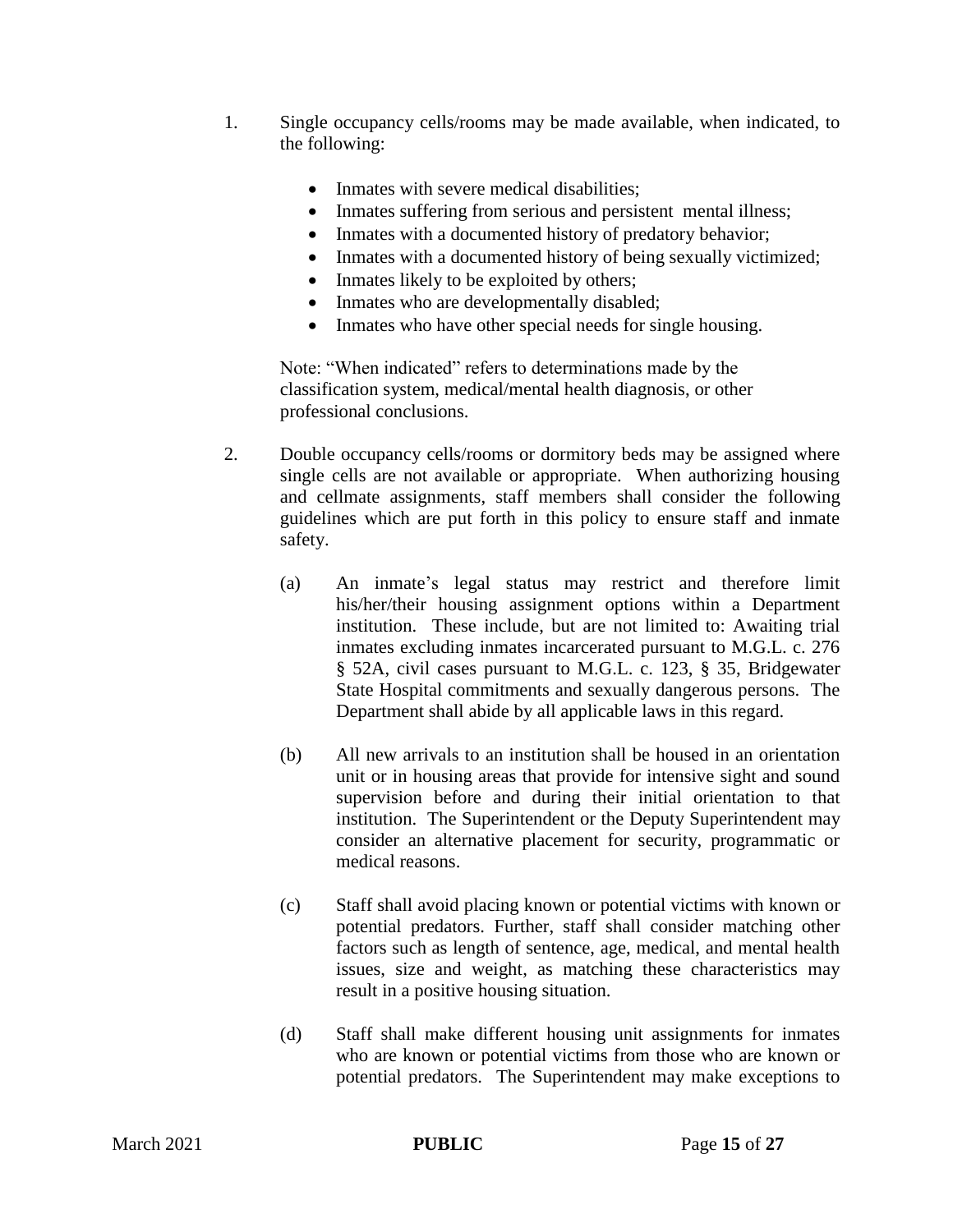1. Single occupancy cells/rooms may be made available, when indicated, to the following:

   - Inmates with severe medical disabilities;
   - Inmates suffering from serious and persistent mental illness;
   - Inmates with a documented history of predatory behavior;
   - Inmates with a documented history of being sexually victimized;
   - Inmates likely to be exploited by others;
   - Inmates who are developmentally disabled;
   - Inmates who have other special needs for single housing.

   Note: "When indicated" refers to determinations made by the classification system, medical/mental health diagnosis, or other professional conclusions.

2. Double occupancy cells/rooms or dormitory beds may be assigned where single cells are not available or appropriate. When authorizing housing and cellmate assignments, staff members shall consider the following guidelines which are put forth in this policy to ensure staff and inmate safety.

   (a) An inmate's legal status may restrict and therefore limit his/her/their housing assignment options within a Department institution. These include, but are not limited to: Awaiting trial inmates excluding inmates incarcerated pursuant to M.G.L. c. 276 § 52A, civil cases pursuant to M.G.L. c. 123, § 35, Bridgewater State Hospital commitments and sexually dangerous persons. The Department shall abide by all applicable laws in this regard.

   (b) All new arrivals to an institution shall be housed in an orientation unit or in housing areas that provide for intensive sight and sound supervision before and during their initial orientation to that institution. The Superintendent or the Deputy Superintendent may consider an alternative placement for security, programmatic or medical reasons.

   (c) Staff shall avoid placing known or potential victims with known or potential predators. Further, staff shall consider matching other factors such as length of sentence, age, medical, and mental health issues, size and weight, as matching these characteristics may result in a positive housing situation.

   (d) Staff shall make different housing unit assignments for inmates who are known or potential victims from those who are known or potential predators. The Superintendent may make exceptions to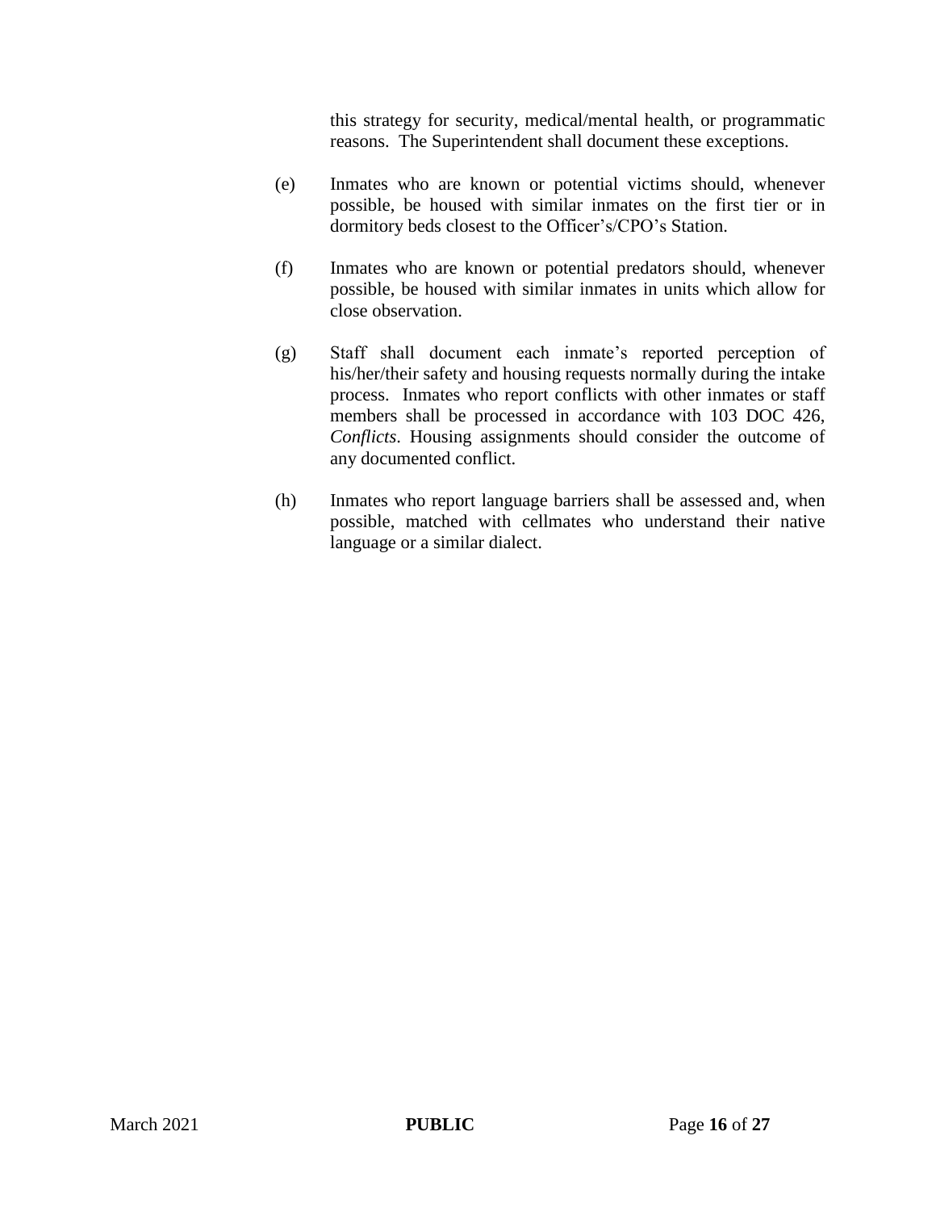this strategy for security, medical/mental health, or programmatic reasons. The Superintendent shall document these exceptions.

(e) Inmates who are known or potential victims should, whenever possible, be housed with similar inmates on the first tier or in dormitory beds closest to the Officer's/CPO's Station.

(f) Inmates who are known or potential predators should, whenever possible, be housed with similar inmates in units which allow for close observation.

(g) Staff shall document each inmate's reported perception of his/her/their safety and housing requests normally during the intake process. Inmates who report conflicts with other inmates or staff members shall be processed in accordance with 103 DOC 426, *Conflicts*. Housing assignments should consider the outcome of any documented conflict.

(h) Inmates who report language barriers shall be assessed and, when possible, matched with cellmates who understand their native language or a similar dialect.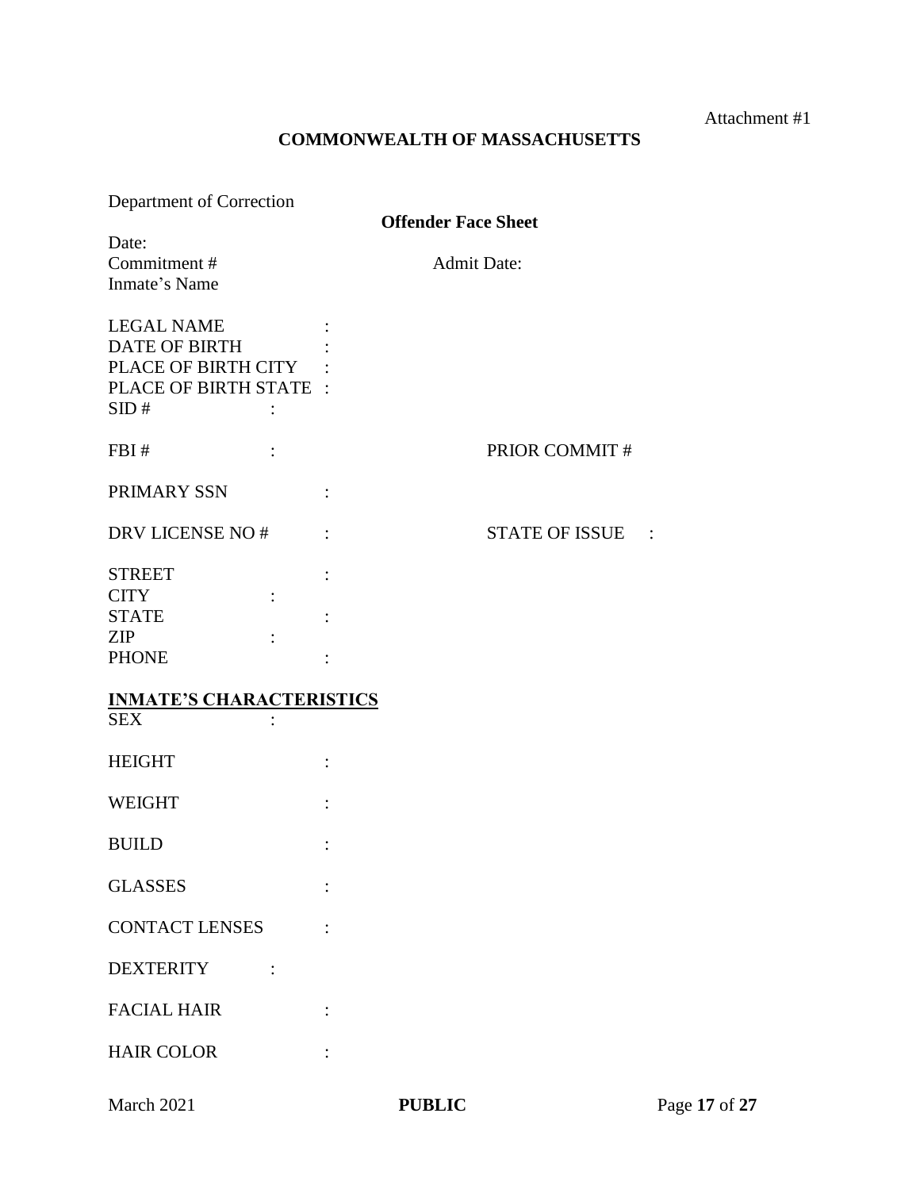Attachment #1

**COMMONWEALTH OF MASSACHUSETTS**

Department of Correction

**Offender Face Sheet**

Date:
Commitment # Admit Date:
Inmate's Name

LEGAL NAME :
DATE OF BIRTH :
PLACE OF BIRTH CITY :
PLACE OF BIRTH STATE :
SID # :

FBI # : PRIOR COMMIT #

PRIMARY SSN :

DRV LICENSE NO # : STATE OF ISSUE :

STREET :
CITY :
STATE :
ZIP :
PHONE :

**<u>INMATE'S CHARACTERISTICS</u>**

SEX :

HEIGHT :

WEIGHT :

BUILD :

GLASSES :

CONTACT LENSES :

DEXTERITY :

FACIAL HAIR :

HAIR COLOR :

March 2021 **PUBLIC**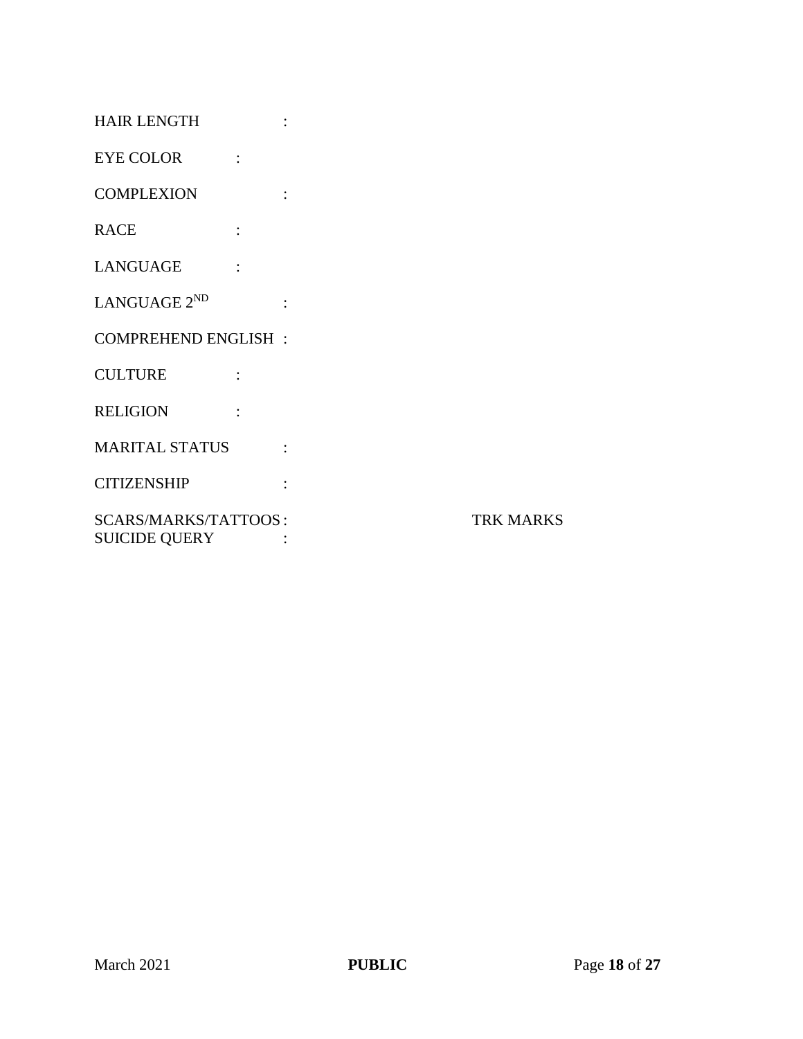HAIR LENGTH :

EYE COLOR :

COMPLEXION :

RACE :

LANGUAGE :

LANGUAGE 2ND :

COMPREHEND ENGLISH :

CULTURE :

RELIGION :

MARITAL STATUS :

CITIZENSHIP :

SCARS/MARKS/TATTOOS : TRK MARKS
SUICIDE QUERY :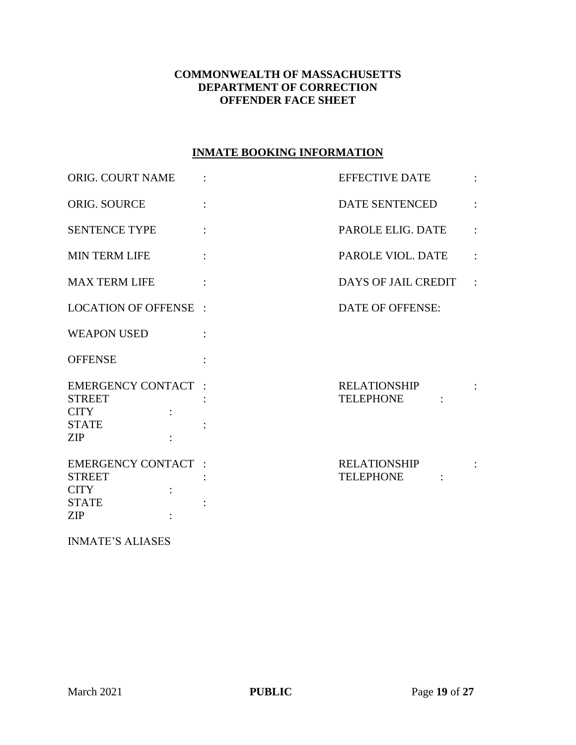**COMMONWEALTH OF MASSACHUSETTS**
**DEPARTMENT OF CORRECTION**
**OFFENDER FACE SHEET**

**INMATE BOOKING INFORMATION**

| | | | |
|---|---|---|---|
| ORIG. COURT NAME | : | EFFECTIVE DATE | : |
| ORIG. SOURCE | : | DATE SENTENCED | : |
| SENTENCE TYPE | : | PAROLE ELIG. DATE | : |
| MIN TERM LIFE | : | PAROLE VIOL. DATE | : |
| MAX TERM LIFE | : | DAYS OF JAIL CREDIT | : |
| LOCATION OF OFFENSE | : | DATE OF OFFENSE: | |
| WEAPON USED | : | | |
| OFFENSE | : | | |

EMERGENCY CONTACT :
STREET :
CITY :
STATE :
ZIP :

RELATIONSHIP :
TELEPHONE :

EMERGENCY CONTACT :
STREET :
CITY :
STATE :
ZIP :

RELATIONSHIP :
TELEPHONE :

INMATE'S ALIASES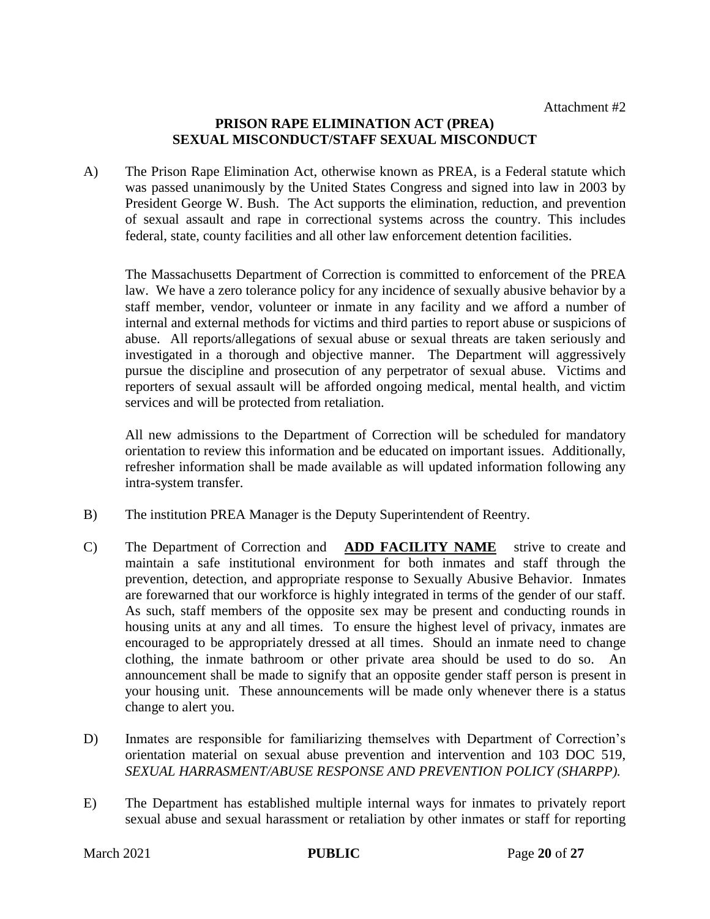Attachment #2

**PRISON RAPE ELIMINATION ACT (PREA)**
**SEXUAL MISCONDUCT/STAFF SEXUAL MISCONDUCT**

A) The Prison Rape Elimination Act, otherwise known as PREA, is a Federal statute which was passed unanimously by the United States Congress and signed into law in 2003 by President George W. Bush. The Act supports the elimination, reduction, and prevention of sexual assault and rape in correctional systems across the country. This includes federal, state, county facilities and all other law enforcement detention facilities.

The Massachusetts Department of Correction is committed to enforcement of the PREA law. We have a zero tolerance policy for any incidence of sexually abusive behavior by a staff member, vendor, volunteer or inmate in any facility and we afford a number of internal and external methods for victims and third parties to report abuse or suspicions of abuse. All reports/allegations of sexual abuse or sexual threats are taken seriously and investigated in a thorough and objective manner. The Department will aggressively pursue the discipline and prosecution of any perpetrator of sexual abuse. Victims and reporters of sexual assault will be afforded ongoing medical, mental health, and victim services and will be protected from retaliation.

All new admissions to the Department of Correction will be scheduled for mandatory orientation to review this information and be educated on important issues. Additionally, refresher information shall be made available as will updated information following any intra-system transfer.

B) The institution PREA Manager is the Deputy Superintendent of Reentry.

C) The Department of Correction and **ADD FACILITY NAME** strive to create and maintain a safe institutional environment for both inmates and staff through the prevention, detection, and appropriate response to Sexually Abusive Behavior. Inmates are forewarned that our workforce is highly integrated in terms of the gender of our staff. As such, staff members of the opposite sex may be present and conducting rounds in housing units at any and all times. To ensure the highest level of privacy, inmates are encouraged to be appropriately dressed at all times. Should an inmate need to change clothing, the inmate bathroom or other private area should be used to do so. An announcement shall be made to signify that an opposite gender staff person is present in your housing unit. These announcements will be made only whenever there is a status change to alert you.

D) Inmates are responsible for familiarizing themselves with Department of Correction's orientation material on sexual abuse prevention and intervention and 103 DOC 519, *SEXUAL HARRASMENT/ABUSE RESPONSE AND PREVENTION POLICY (SHARPP).*

E) The Department has established multiple internal ways for inmates to privately report sexual abuse and sexual harassment or retaliation by other inmates or staff for reporting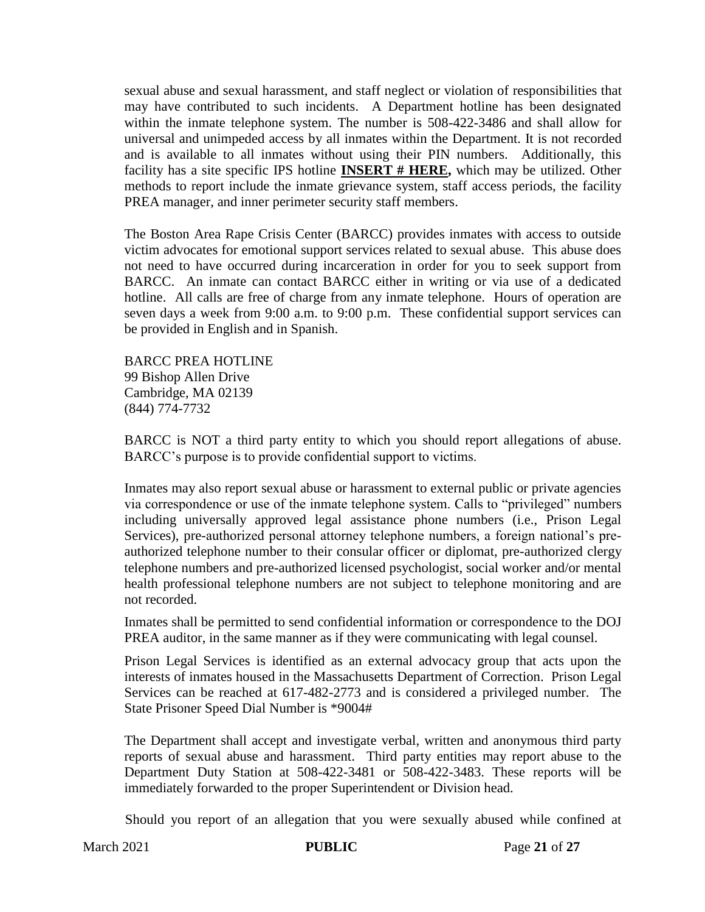sexual abuse and sexual harassment, and staff neglect or violation of responsibilities that may have contributed to such incidents. A Department hotline has been designated within the inmate telephone system. The number is 508-422-3486 and shall allow for universal and unimpeded access by all inmates within the Department. It is not recorded and is available to all inmates without using their PIN numbers. Additionally, this facility has a site specific IPS hotline **INSERT # HERE,** which may be utilized. Other methods to report include the inmate grievance system, staff access periods, the facility PREA manager, and inner perimeter security staff members.

The Boston Area Rape Crisis Center (BARCC) provides inmates with access to outside victim advocates for emotional support services related to sexual abuse. This abuse does not need to have occurred during incarceration in order for you to seek support from BARCC. An inmate can contact BARCC either in writing or via use of a dedicated hotline. All calls are free of charge from any inmate telephone. Hours of operation are seven days a week from 9:00 a.m. to 9:00 p.m. These confidential support services can be provided in English and in Spanish.

BARCC PREA HOTLINE
99 Bishop Allen Drive
Cambridge, MA 02139
(844) 774-7732

BARCC is NOT a third party entity to which you should report allegations of abuse. BARCC's purpose is to provide confidential support to victims.

Inmates may also report sexual abuse or harassment to external public or private agencies via correspondence or use of the inmate telephone system. Calls to "privileged" numbers including universally approved legal assistance phone numbers (i.e., Prison Legal Services), pre-authorized personal attorney telephone numbers, a foreign national's pre-authorized telephone number to their consular officer or diplomat, pre-authorized clergy telephone numbers and pre-authorized licensed psychologist, social worker and/or mental health professional telephone numbers are not subject to telephone monitoring and are not recorded.

Inmates shall be permitted to send confidential information or correspondence to the DOJ PREA auditor, in the same manner as if they were communicating with legal counsel.

Prison Legal Services is identified as an external advocacy group that acts upon the interests of inmates housed in the Massachusetts Department of Correction. Prison Legal Services can be reached at 617-482-2773 and is considered a privileged number. The State Prisoner Speed Dial Number is *9004#

The Department shall accept and investigate verbal, written and anonymous third party reports of sexual abuse and harassment. Third party entities may report abuse to the Department Duty Station at 508-422-3481 or 508-422-3483. These reports will be immediately forwarded to the proper Superintendent or Division head.

Should you report of an allegation that you were sexually abused while confined at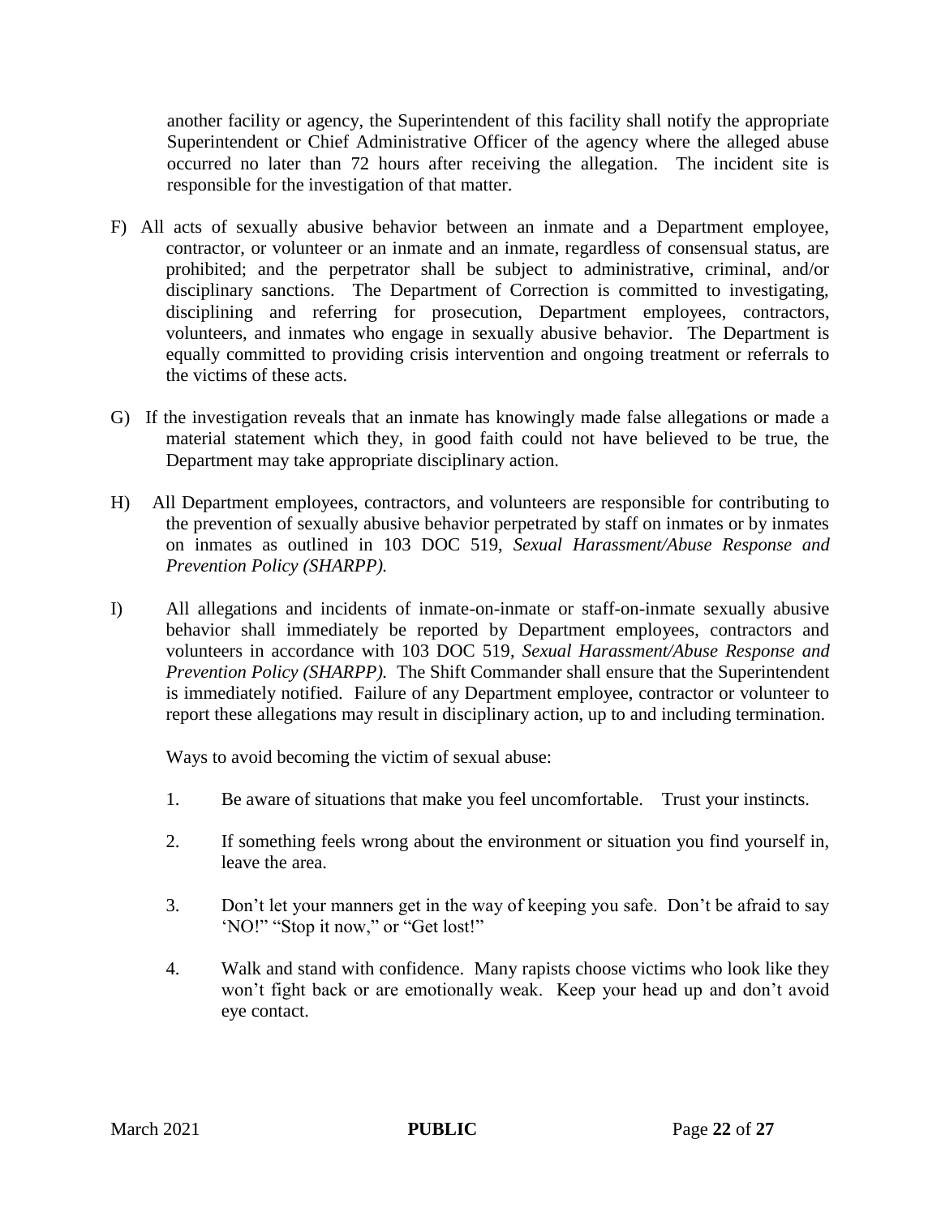another facility or agency, the Superintendent of this facility shall notify the appropriate Superintendent or Chief Administrative Officer of the agency where the alleged abuse occurred no later than 72 hours after receiving the allegation. The incident site is responsible for the investigation of that matter.

F) All acts of sexually abusive behavior between an inmate and a Department employee, contractor, or volunteer or an inmate and an inmate, regardless of consensual status, are prohibited; and the perpetrator shall be subject to administrative, criminal, and/or disciplinary sanctions. The Department of Correction is committed to investigating, disciplining and referring for prosecution, Department employees, contractors, volunteers, and inmates who engage in sexually abusive behavior. The Department is equally committed to providing crisis intervention and ongoing treatment or referrals to the victims of these acts.

G) If the investigation reveals that an inmate has knowingly made false allegations or made a material statement which they, in good faith could not have believed to be true, the Department may take appropriate disciplinary action.

H) All Department employees, contractors, and volunteers are responsible for contributing to the prevention of sexually abusive behavior perpetrated by staff on inmates or by inmates on inmates as outlined in 103 DOC 519, *Sexual Harassment/Abuse Response and Prevention Policy (SHARPP).*

I) All allegations and incidents of inmate-on-inmate or staff-on-inmate sexually abusive behavior shall immediately be reported by Department employees, contractors and volunteers in accordance with 103 DOC 519, *Sexual Harassment/Abuse Response and Prevention Policy (SHARPP).* The Shift Commander shall ensure that the Superintendent is immediately notified. Failure of any Department employee, contractor or volunteer to report these allegations may result in disciplinary action, up to and including termination.

Ways to avoid becoming the victim of sexual abuse:

1. Be aware of situations that make you feel uncomfortable. Trust your instincts.
2. If something feels wrong about the environment or situation you find yourself in, leave the area.
3. Don't let your manners get in the way of keeping you safe. Don't be afraid to say 'NO!" "Stop it now," or "Get lost!"
4. Walk and stand with confidence. Many rapists choose victims who look like they won't fight back or are emotionally weak. Keep your head up and don't avoid eye contact.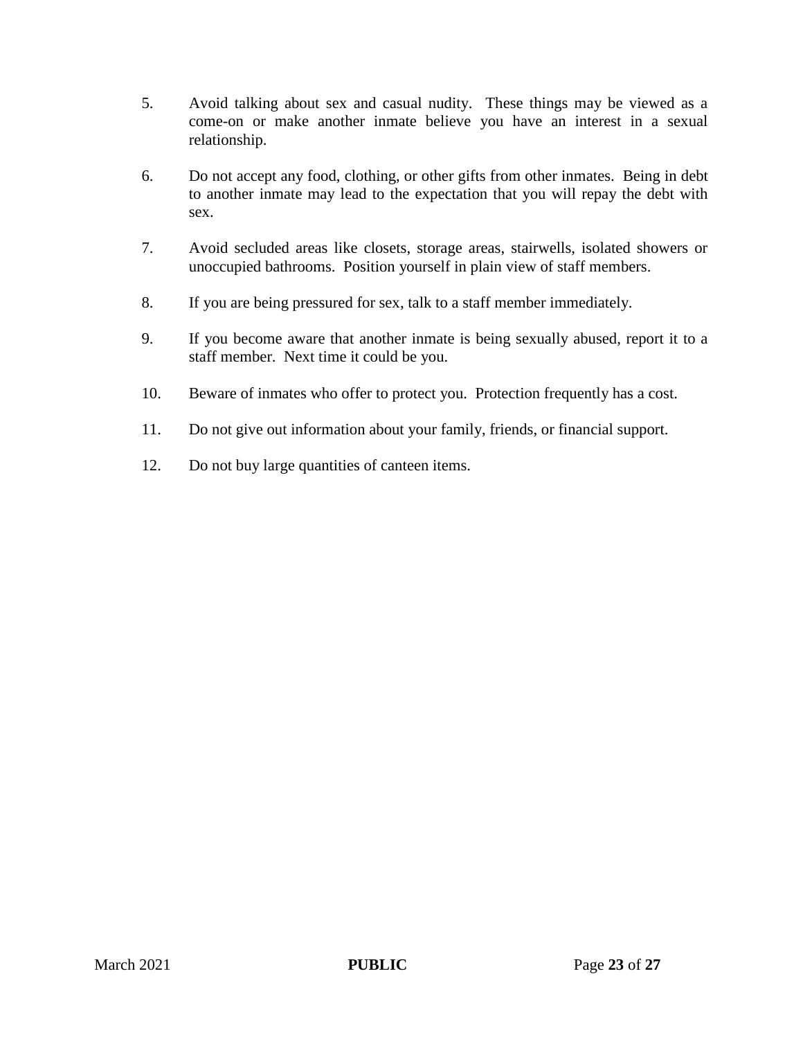5. Avoid talking about sex and casual nudity. These things may be viewed as a come-on or make another inmate believe you have an interest in a sexual relationship.

6. Do not accept any food, clothing, or other gifts from other inmates. Being in debt to another inmate may lead to the expectation that you will repay the debt with sex.

7. Avoid secluded areas like closets, storage areas, stairwells, isolated showers or unoccupied bathrooms. Position yourself in plain view of staff members.

8. If you are being pressured for sex, talk to a staff member immediately.

9. If you become aware that another inmate is being sexually abused, report it to a staff member. Next time it could be you.

10. Beware of inmates who offer to protect you. Protection frequently has a cost.

11. Do not give out information about your family, friends, or financial support.

12. Do not buy large quantities of canteen items.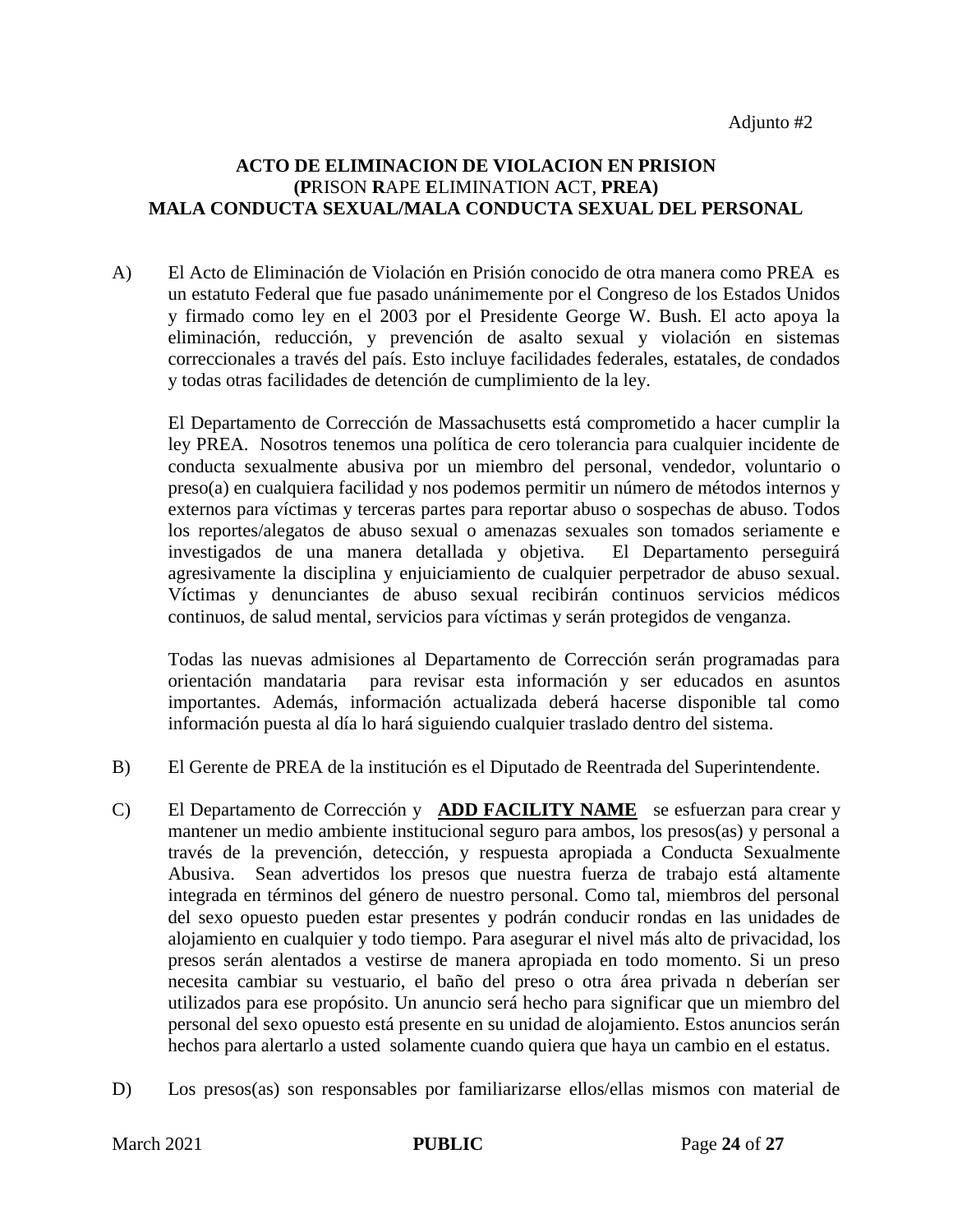Adjunto #2

**ACTO DE ELIMINACION DE VIOLACION EN PRISION**
**(P**RISON **R**APE **E**LIMINATION **A**CT, **PREA)**
**MALA CONDUCTA SEXUAL/MALA CONDUCTA SEXUAL DEL PERSONAL**

A) El Acto de Eliminación de Violación en Prisión conocido de otra manera como PREA es un estatuto Federal que fue pasado unánimemente por el Congreso de los Estados Unidos y firmado como ley en el 2003 por el Presidente George W. Bush. El acto apoya la eliminación, reducción, y prevención de asalto sexual y violación en sistemas correccionales a través del país. Esto incluye facilidades federales, estatales, de condados y todas otras facilidades de detención de cumplimiento de la ley.

El Departamento de Corrección de Massachusetts está comprometido a hacer cumplir la ley PREA. Nosotros tenemos una política de cero tolerancia para cualquier incidente de conducta sexualmente abusiva por un miembro del personal, vendedor, voluntario o preso(a) en cualquiera facilidad y nos podemos permitir un número de métodos internos y externos para víctimas y terceras partes para reportar abuso o sospechas de abuso. Todos los reportes/alegatos de abuso sexual o amenazas sexuales son tomados seriamente e investigados de una manera detallada y objetiva. El Departamento perseguirá agresivamente la disciplina y enjuiciamiento de cualquier perpetrador de abuso sexual. Víctimas y denunciantes de abuso sexual recibirán continuos servicios médicos continuos, de salud mental, servicios para víctimas y serán protegidos de venganza.

Todas las nuevas admisiones al Departamento de Corrección serán programadas para orientación mandataria para revisar esta información y ser educados en asuntos importantes. Además, información actualizada deberá hacerse disponible tal como información puesta al día lo hará siguiendo cualquier traslado dentro del sistema.

B) El Gerente de PREA de la institución es el Diputado de Reentrada del Superintendente.

C) El Departamento de Corrección y **ADD FACILITY NAME** se esfuerzan para crear y mantener un medio ambiente institucional seguro para ambos, los presos(as) y personal a través de la prevención, detección, y respuesta apropiada a Conducta Sexualmente Abusiva. Sean advertidos los presos que nuestra fuerza de trabajo está altamente integrada en términos del género de nuestro personal. Como tal, miembros del personal del sexo opuesto pueden estar presentes y podrán conducir rondas en las unidades de alojamiento en cualquier y todo tiempo. Para asegurar el nivel más alto de privacidad, los presos serán alentados a vestirse de manera apropiada en todo momento. Si un preso necesita cambiar su vestuario, el baño del preso o otra área privada n deberían ser utilizados para ese propósito. Un anuncio será hecho para significar que un miembro del personal del sexo opuesto está presente en su unidad de alojamiento. Estos anuncios serán hechos para alertarlo a usted solamente cuando quiera que haya un cambio en el estatus.

D) Los presos(as) son responsables por familiarizarse ellos/ellas mismos con material de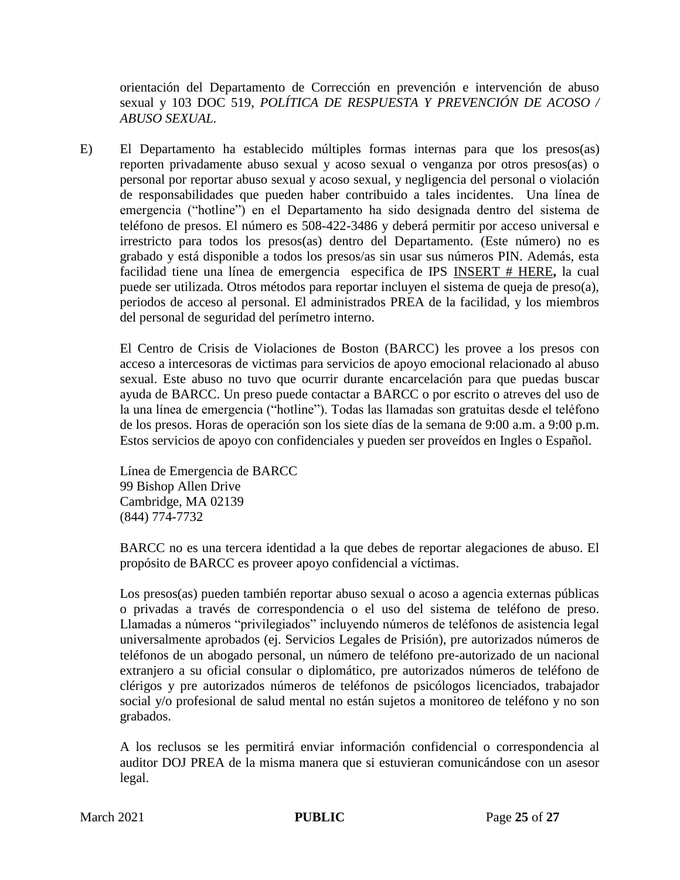orientación del Departamento de Corrección en prevención e intervención de abuso sexual y 103 DOC 519, *POLÍTICA DE RESPUESTA Y PREVENCIÓN DE ACOSO / ABUSO SEXUAL.*

E) El Departamento ha establecido múltiples formas internas para que los presos(as) reporten privadamente abuso sexual y acoso sexual o venganza por otros presos(as) o personal por reportar abuso sexual y acoso sexual, y negligencia del personal o violación de responsabilidades que pueden haber contribuido a tales incidentes. Una línea de emergencia ("hotline") en el Departamento ha sido designada dentro del sistema de teléfono de presos. El número es 508-422-3486 y deberá permitir por acceso universal e irrestricto para todos los presos(as) dentro del Departamento. (Este número) no es grabado y está disponible a todos los presos/as sin usar sus números PIN. Además, esta facilidad tiene una línea de emergencia especifica de IPS <u>INSERT # HERE</u>**,** la cual puede ser utilizada. Otros métodos para reportar incluyen el sistema de queja de preso(a), periodos de acceso al personal. El administrados PREA de la facilidad, y los miembros del personal de seguridad del perímetro interno.

El Centro de Crisis de Violaciones de Boston (BARCC) les provee a los presos con acceso a intercesoras de victimas para servicios de apoyo emocional relacionado al abuso sexual. Este abuso no tuvo que ocurrir durante encarcelación para que puedas buscar ayuda de BARCC. Un preso puede contactar a BARCC o por escrito o atreves del uso de la una línea de emergencia ("hotline"). Todas las llamadas son gratuitas desde el teléfono de los presos. Horas de operación son los siete días de la semana de 9:00 a.m. a 9:00 p.m. Estos servicios de apoyo con confidenciales y pueden ser proveídos en Ingles o Español.

Línea de Emergencia de BARCC
99 Bishop Allen Drive
Cambridge, MA 02139
(844) 774-7732

BARCC no es una tercera identidad a la que debes de reportar alegaciones de abuso. El propósito de BARCC es proveer apoyo confidencial a víctimas.

Los presos(as) pueden también reportar abuso sexual o acoso a agencia externas públicas o privadas a través de correspondencia o el uso del sistema de teléfono de preso. Llamadas a números "privilegiados" incluyendo números de teléfonos de asistencia legal universalmente aprobados (ej. Servicios Legales de Prisión), pre autorizados números de teléfonos de un abogado personal, un número de teléfono pre-autorizado de un nacional extranjero a su oficial consular o diplomático, pre autorizados números de teléfono de clérigos y pre autorizados números de teléfonos de psicólogos licenciados, trabajador social y/o profesional de salud mental no están sujetos a monitoreo de teléfono y no son grabados.

A los reclusos se les permitirá enviar información confidencial o correspondencia al auditor DOJ PREA de la misma manera que si estuvieran comunicándose con un asesor legal.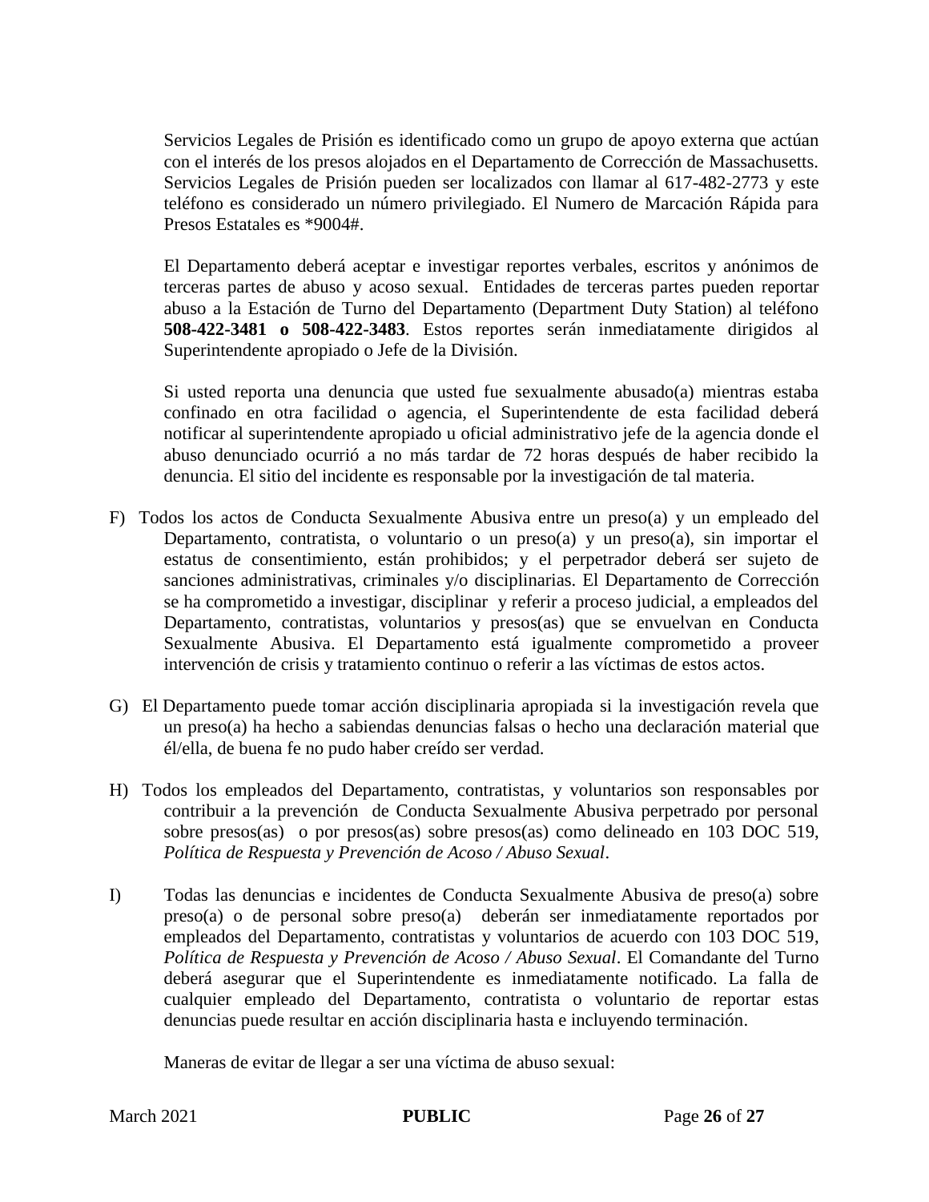Servicios Legales de Prisión es identificado como un grupo de apoyo externa que actúan con el interés de los presos alojados en el Departamento de Corrección de Massachusetts. Servicios Legales de Prisión pueden ser localizados con llamar al 617-482-2773 y este teléfono es considerado un número privilegiado. El Numero de Marcación Rápida para Presos Estatales es *9004#.

El Departamento deberá aceptar e investigar reportes verbales, escritos y anónimos de terceras partes de abuso y acoso sexual. Entidades de terceras partes pueden reportar abuso a la Estación de Turno del Departamento (Department Duty Station) al teléfono **508-422-3481 o 508-422-3483**. Estos reportes serán inmediatamente dirigidos al Superintendente apropiado o Jefe de la División.

Si usted reporta una denuncia que usted fue sexualmente abusado(a) mientras estaba confinado en otra facilidad o agencia, el Superintendente de esta facilidad deberá notificar al superintendente apropiado u oficial administrativo jefe de la agencia donde el abuso denunciado ocurrió a no más tardar de 72 horas después de haber recibido la denuncia. El sitio del incidente es responsable por la investigación de tal materia.

F) Todos los actos de Conducta Sexualmente Abusiva entre un preso(a) y un empleado del Departamento, contratista, o voluntario o un preso(a) y un preso(a), sin importar el estatus de consentimiento, están prohibidos; y el perpetrador deberá ser sujeto de sanciones administrativas, criminales y/o disciplinarias. El Departamento de Corrección se ha comprometido a investigar, disciplinar y referir a proceso judicial, a empleados del Departamento, contratistas, voluntarios y presos(as) que se envuelvan en Conducta Sexualmente Abusiva. El Departamento está igualmente comprometido a proveer intervención de crisis y tratamiento continuo o referir a las víctimas de estos actos.

G) El Departamento puede tomar acción disciplinaria apropiada si la investigación revela que un preso(a) ha hecho a sabiendas denuncias falsas o hecho una declaración material que él/ella, de buena fe no pudo haber creído ser verdad.

H) Todos los empleados del Departamento, contratistas, y voluntarios son responsables por contribuir a la prevención de Conducta Sexualmente Abusiva perpetrado por personal sobre presos(as) o por presos(as) sobre presos(as) como delineado en 103 DOC 519, *Política de Respuesta y Prevención de Acoso / Abuso Sexual*.

I) Todas las denuncias e incidentes de Conducta Sexualmente Abusiva de preso(a) sobre preso(a) o de personal sobre preso(a) deberán ser inmediatamente reportados por empleados del Departamento, contratistas y voluntarios de acuerdo con 103 DOC 519, *Política de Respuesta y Prevención de Acoso / Abuso Sexual*. El Comandante del Turno deberá asegurar que el Superintendente es inmediatamente notificado. La falla de cualquier empleado del Departamento, contratista o voluntario de reportar estas denuncias puede resultar en acción disciplinaria hasta e incluyendo terminación.

Maneras de evitar de llegar a ser una víctima de abuso sexual: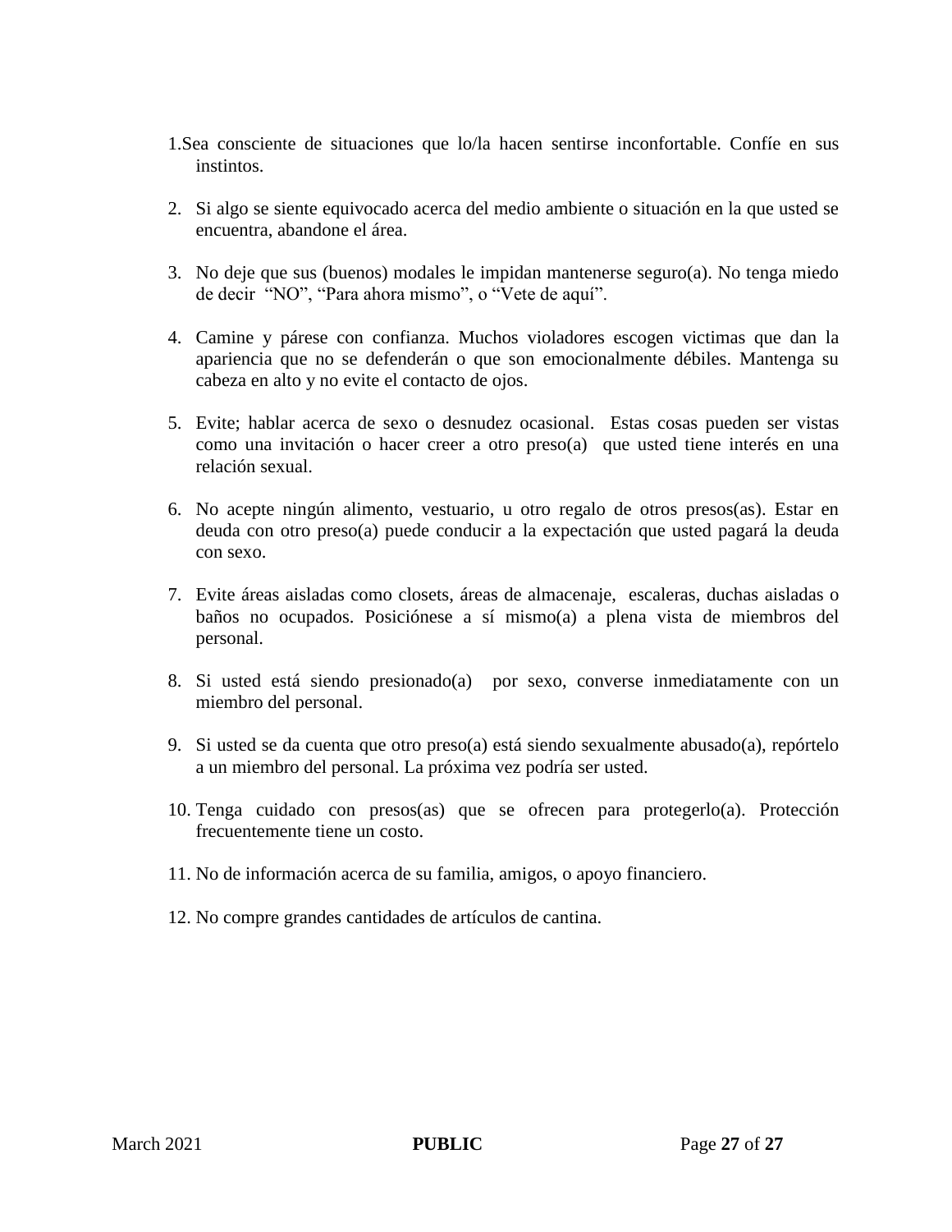1. Sea consciente de situaciones que lo/la hacen sentirse inconfortable. Confíe en sus instintos.

2. Si algo se siente equivocado acerca del medio ambiente o situación en la que usted se encuentra, abandone el área.

3. No deje que sus (buenos) modales le impidan mantenerse seguro(a). No tenga miedo de decir "NO", "Para ahora mismo", o "Vete de aquí".

4. Camine y párese con confianza. Muchos violadores escogen victimas que dan la apariencia que no se defenderán o que son emocionalmente débiles. Mantenga su cabeza en alto y no evite el contacto de ojos.

5. Evite; hablar acerca de sexo o desnudez ocasional. Estas cosas pueden ser vistas como una invitación o hacer creer a otro preso(a) que usted tiene interés en una relación sexual.

6. No acepte ningún alimento, vestuario, u otro regalo de otros presos(as). Estar en deuda con otro preso(a) puede conducir a la expectación que usted pagará la deuda con sexo.

7. Evite áreas aisladas como closets, áreas de almacenaje, escaleras, duchas aisladas o baños no ocupados. Posiciónese a sí mismo(a) a plena vista de miembros del personal.

8. Si usted está siendo presionado(a) por sexo, converse inmediatamente con un miembro del personal.

9. Si usted se da cuenta que otro preso(a) está siendo sexualmente abusado(a), repórtelo a un miembro del personal. La próxima vez podría ser usted.

10. Tenga cuidado con presos(as) que se ofrecen para protegerlo(a). Protección frecuentemente tiene un costo.

11. No de información acerca de su familia, amigos, o apoyo financiero.

12. No compre grandes cantidades de artículos de cantina.